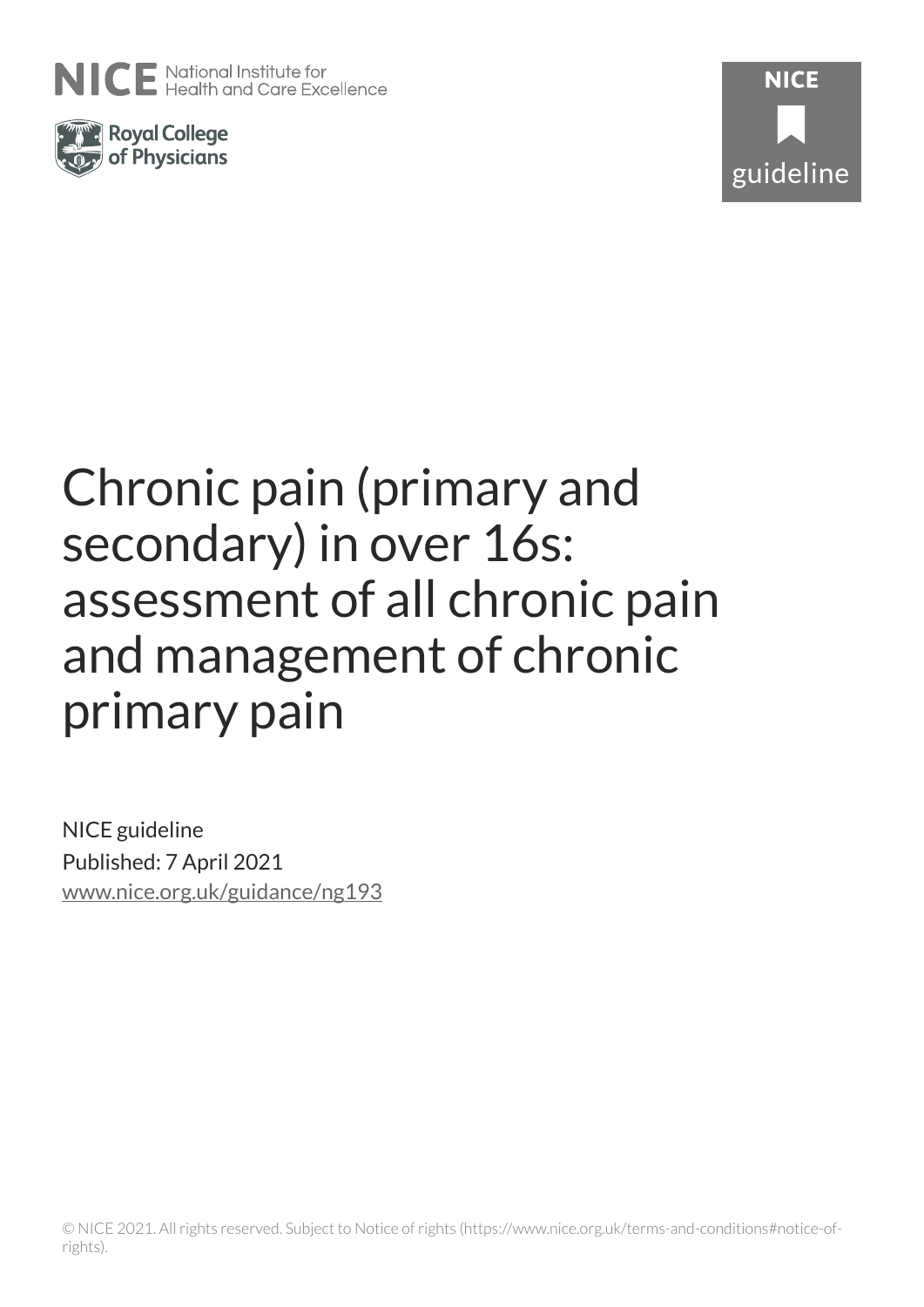NICE National Institute for Health and Care Excellence

Royal College of Physicians

NICE guideline

# Chronic pain (primary and secondary) in over 16s: assessment of all chronic pain and management of chronic primary pain

NICE guideline
Published: 7 April 2021
www.nice.org.uk/guidance/ng193

© NICE 2021. All rights reserved. Subject to Notice of rights (https://www.nice.org.uk/terms-and-conditions#notice-of-rights).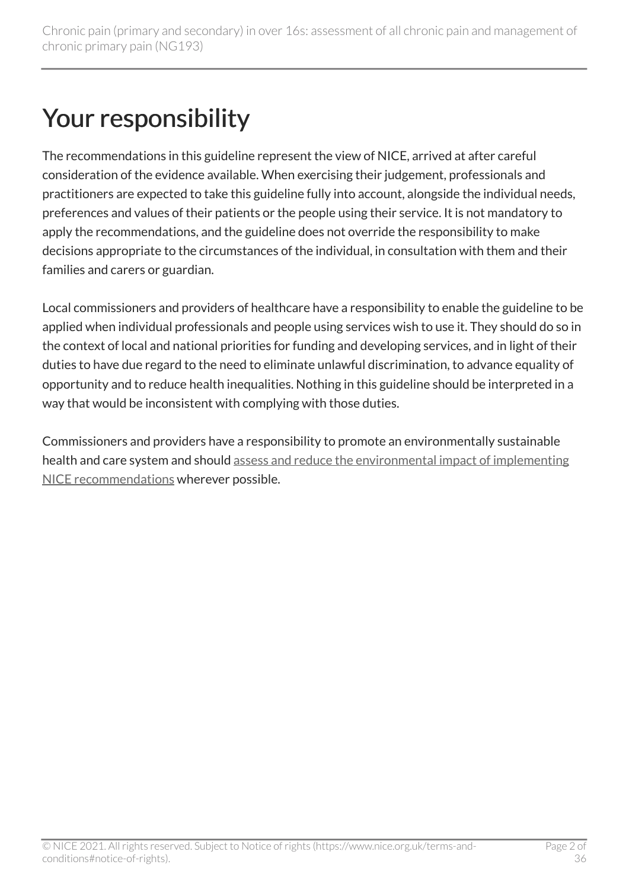# Your responsibility

The recommendations in this guideline represent the view of NICE, arrived at after careful consideration of the evidence available. When exercising their judgement, professionals and practitioners are expected to take this guideline fully into account, alongside the individual needs, preferences and values of their patients or the people using their service. It is not mandatory to apply the recommendations, and the guideline does not override the responsibility to make decisions appropriate to the circumstances of the individual, in consultation with them and their families and carers or guardian.

Local commissioners and providers of healthcare have a responsibility to enable the guideline to be applied when individual professionals and people using services wish to use it. They should do so in the context of local and national priorities for funding and developing services, and in light of their duties to have due regard to the need to eliminate unlawful discrimination, to advance equality of opportunity and to reduce health inequalities. Nothing in this guideline should be interpreted in a way that would be inconsistent with complying with those duties.

Commissioners and providers have a responsibility to promote an environmentally sustainable health and care system and should assess and reduce the environmental impact of implementing NICE recommendations wherever possible.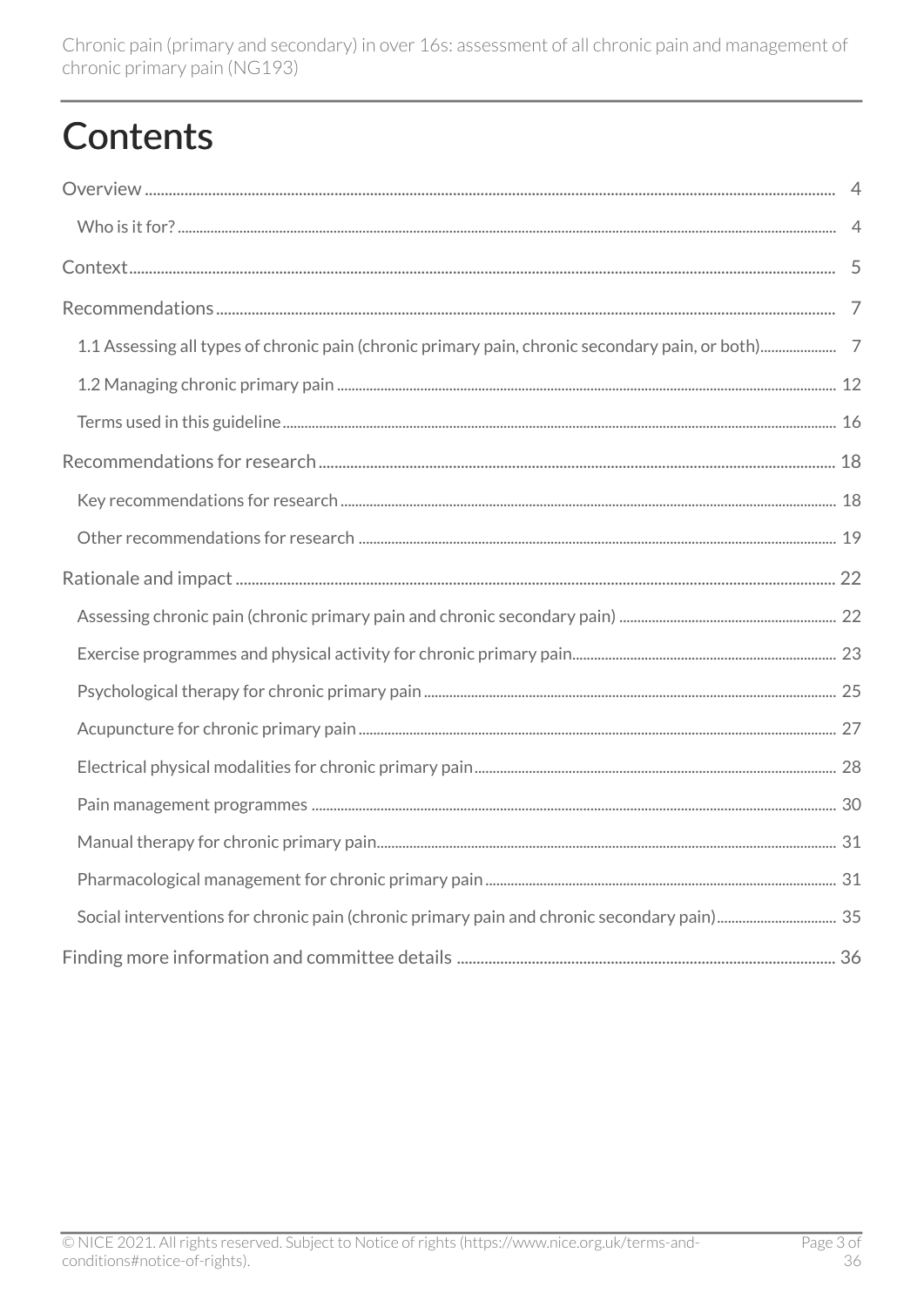# Contents

Overview ..... 4

Who is it for? ..... 4

Context ..... 5

Recommendations ..... 7

1.1 Assessing all types of chronic pain (chronic primary pain, chronic secondary pain, or both) ..... 7

1.2 Managing chronic primary pain ..... 12

Terms used in this guideline ..... 16

Recommendations for research ..... 18

Key recommendations for research ..... 18

Other recommendations for research ..... 19

Rationale and impact ..... 22

Assessing chronic pain (chronic primary pain and chronic secondary pain) ..... 22

Exercise programmes and physical activity for chronic primary pain ..... 23

Psychological therapy for chronic primary pain ..... 25

Acupuncture for chronic primary pain ..... 27

Electrical physical modalities for chronic primary pain ..... 28

Pain management programmes ..... 30

Manual therapy for chronic primary pain ..... 31

Pharmacological management for chronic primary pain ..... 31

Social interventions for chronic pain (chronic primary pain and chronic secondary pain) ..... 35

Finding more information and committee details ..... 36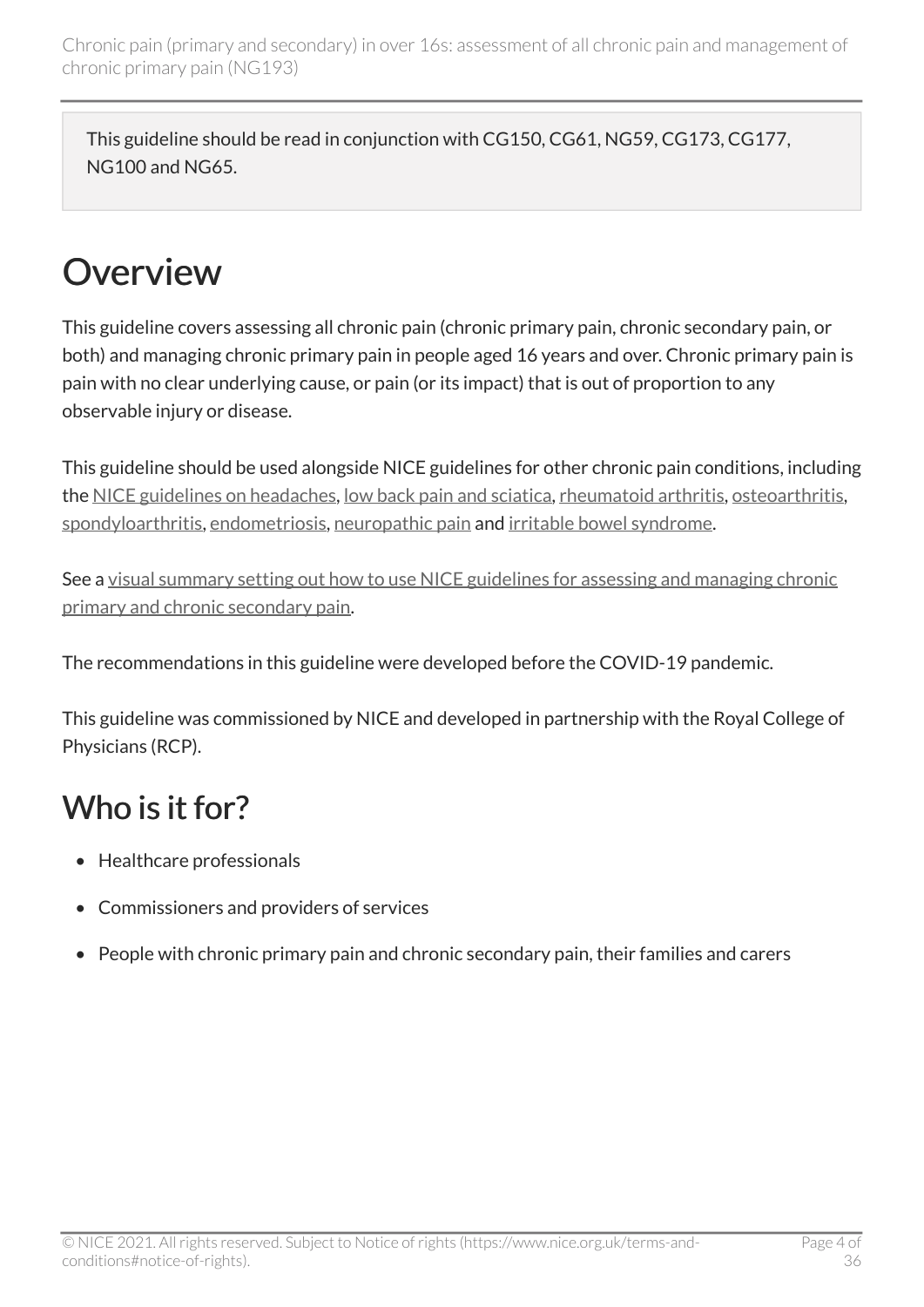This guideline should be read in conjunction with CG150, CG61, NG59, CG173, CG177, NG100 and NG65.

# Overview

This guideline covers assessing all chronic pain (chronic primary pain, chronic secondary pain, or both) and managing chronic primary pain in people aged 16 years and over. Chronic primary pain is pain with no clear underlying cause, or pain (or its impact) that is out of proportion to any observable injury or disease.

This guideline should be used alongside NICE guidelines for other chronic pain conditions, including the NICE guidelines on headaches, low back pain and sciatica, rheumatoid arthritis, osteoarthritis, spondyloarthritis, endometriosis, neuropathic pain and irritable bowel syndrome.

See a visual summary setting out how to use NICE guidelines for assessing and managing chronic primary and chronic secondary pain.

The recommendations in this guideline were developed before the COVID-19 pandemic.

This guideline was commissioned by NICE and developed in partnership with the Royal College of Physicians (RCP).

## Who is it for?

- Healthcare professionals
- Commissioners and providers of services
- People with chronic primary pain and chronic secondary pain, their families and carers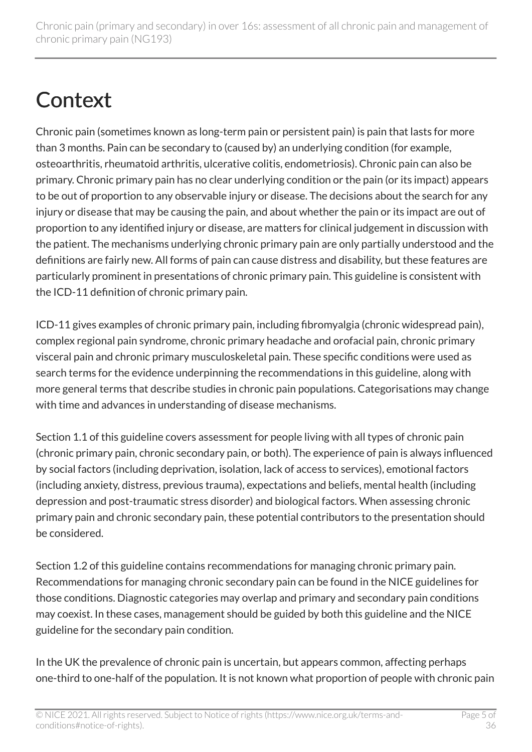# Context

Chronic pain (sometimes known as long-term pain or persistent pain) is pain that lasts for more than 3 months. Pain can be secondary to (caused by) an underlying condition (for example, osteoarthritis, rheumatoid arthritis, ulcerative colitis, endometriosis). Chronic pain can also be primary. Chronic primary pain has no clear underlying condition or the pain (or its impact) appears to be out of proportion to any observable injury or disease. The decisions about the search for any injury or disease that may be causing the pain, and about whether the pain or its impact are out of proportion to any identified injury or disease, are matters for clinical judgement in discussion with the patient. The mechanisms underlying chronic primary pain are only partially understood and the definitions are fairly new. All forms of pain can cause distress and disability, but these features are particularly prominent in presentations of chronic primary pain. This guideline is consistent with the ICD-11 definition of chronic primary pain.

ICD-11 gives examples of chronic primary pain, including fibromyalgia (chronic widespread pain), complex regional pain syndrome, chronic primary headache and orofacial pain, chronic primary visceral pain and chronic primary musculoskeletal pain. These specific conditions were used as search terms for the evidence underpinning the recommendations in this guideline, along with more general terms that describe studies in chronic pain populations. Categorisations may change with time and advances in understanding of disease mechanisms.

Section 1.1 of this guideline covers assessment for people living with all types of chronic pain (chronic primary pain, chronic secondary pain, or both). The experience of pain is always influenced by social factors (including deprivation, isolation, lack of access to services), emotional factors (including anxiety, distress, previous trauma), expectations and beliefs, mental health (including depression and post-traumatic stress disorder) and biological factors. When assessing chronic primary pain and chronic secondary pain, these potential contributors to the presentation should be considered.

Section 1.2 of this guideline contains recommendations for managing chronic primary pain. Recommendations for managing chronic secondary pain can be found in the NICE guidelines for those conditions. Diagnostic categories may overlap and primary and secondary pain conditions may coexist. In these cases, management should be guided by both this guideline and the NICE guideline for the secondary pain condition.

In the UK the prevalence of chronic pain is uncertain, but appears common, affecting perhaps one-third to one-half of the population. It is not known what proportion of people with chronic pain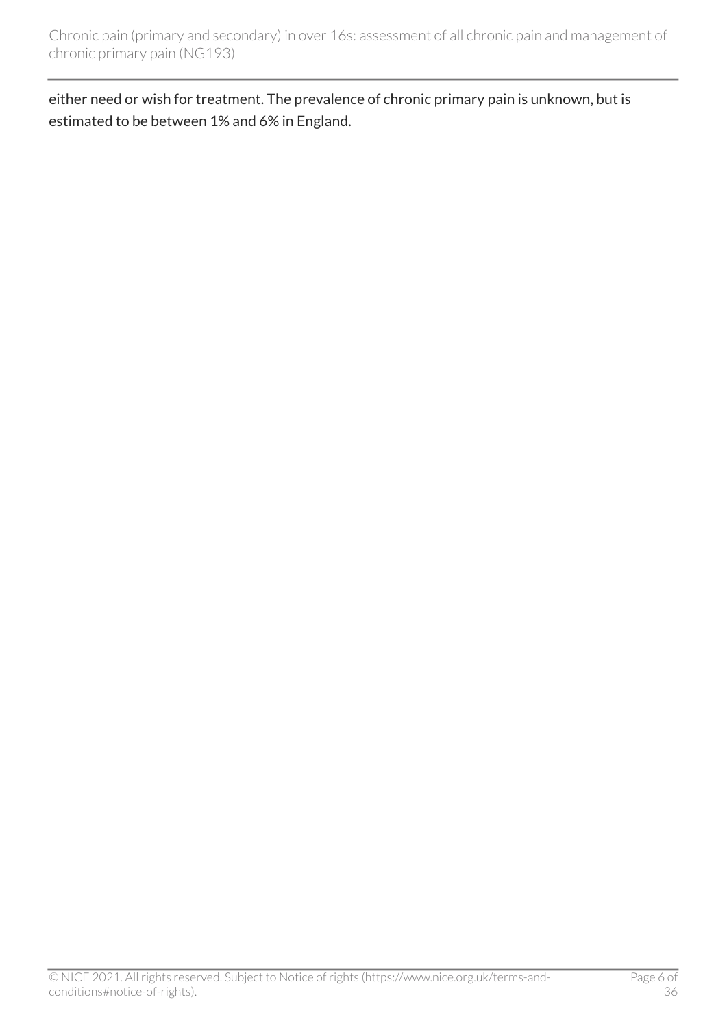either need or wish for treatment. The prevalence of chronic primary pain is unknown, but is estimated to be between 1% and 6% in England.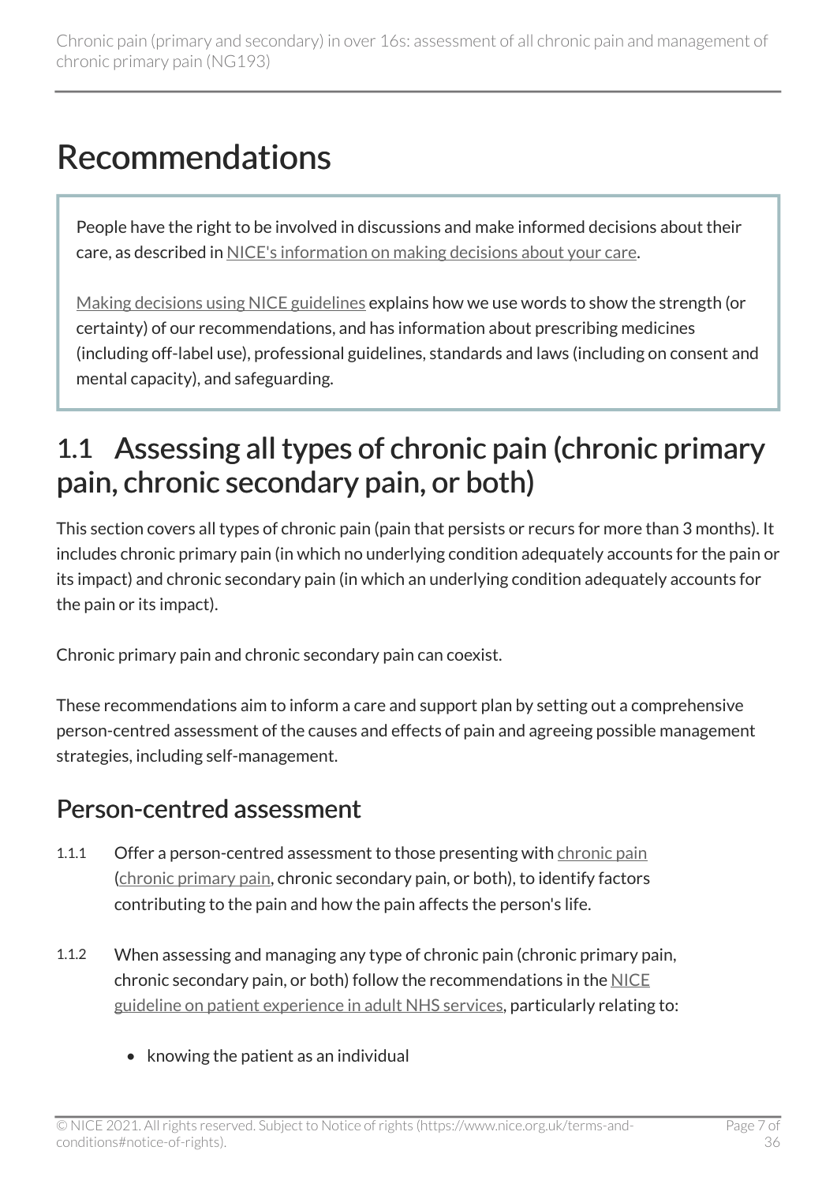# Recommendations

People have the right to be involved in discussions and make informed decisions about their care, as described in NICE's information on making decisions about your care.

Making decisions using NICE guidelines explains how we use words to show the strength (or certainty) of our recommendations, and has information about prescribing medicines (including off-label use), professional guidelines, standards and laws (including on consent and mental capacity), and safeguarding.

## 1.1 Assessing all types of chronic pain (chronic primary pain, chronic secondary pain, or both)

This section covers all types of chronic pain (pain that persists or recurs for more than 3 months). It includes chronic primary pain (in which no underlying condition adequately accounts for the pain or its impact) and chronic secondary pain (in which an underlying condition adequately accounts for the pain or its impact).

Chronic primary pain and chronic secondary pain can coexist.

These recommendations aim to inform a care and support plan by setting out a comprehensive person-centred assessment of the causes and effects of pain and agreeing possible management strategies, including self-management.

### Person-centred assessment

1.1.1 Offer a person-centred assessment to those presenting with chronic pain (chronic primary pain, chronic secondary pain, or both), to identify factors contributing to the pain and how the pain affects the person's life.

1.1.2 When assessing and managing any type of chronic pain (chronic primary pain, chronic secondary pain, or both) follow the recommendations in the NICE guideline on patient experience in adult NHS services, particularly relating to:

- knowing the patient as an individual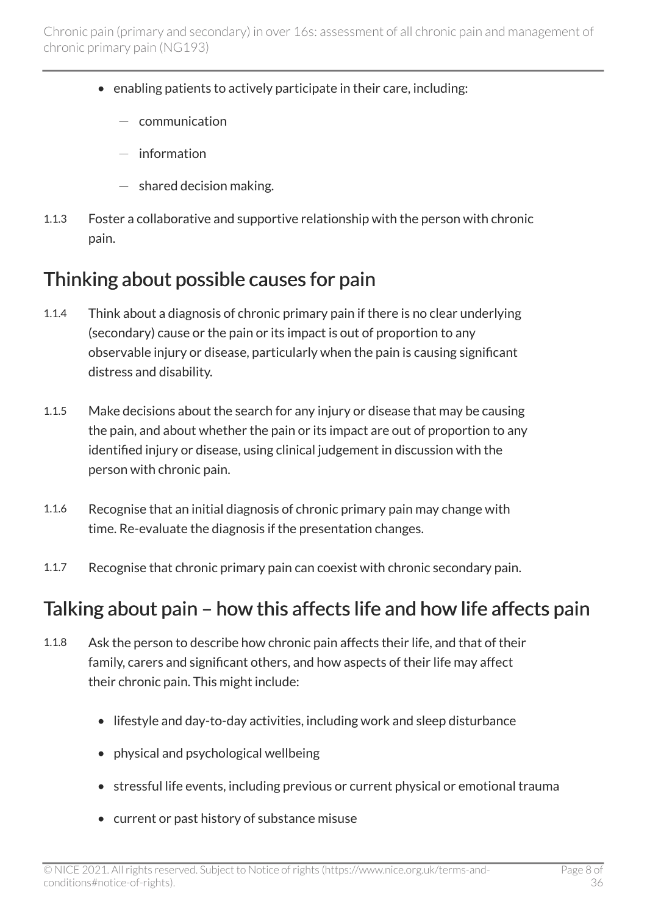- enabling patients to actively participate in their care, including:
  - communication
  - information
  - shared decision making.

1.1.3 Foster a collaborative and supportive relationship with the person with chronic pain.

## Thinking about possible causes for pain

1.1.4 Think about a diagnosis of chronic primary pain if there is no clear underlying (secondary) cause or the pain or its impact is out of proportion to any observable injury or disease, particularly when the pain is causing significant distress and disability.

1.1.5 Make decisions about the search for any injury or disease that may be causing the pain, and about whether the pain or its impact are out of proportion to any identified injury or disease, using clinical judgement in discussion with the person with chronic pain.

1.1.6 Recognise that an initial diagnosis of chronic primary pain may change with time. Re-evaluate the diagnosis if the presentation changes.

1.1.7 Recognise that chronic primary pain can coexist with chronic secondary pain.

## Talking about pain – how this affects life and how life affects pain

1.1.8 Ask the person to describe how chronic pain affects their life, and that of their family, carers and significant others, and how aspects of their life may affect their chronic pain. This might include:

- lifestyle and day-to-day activities, including work and sleep disturbance
- physical and psychological wellbeing
- stressful life events, including previous or current physical or emotional trauma
- current or past history of substance misuse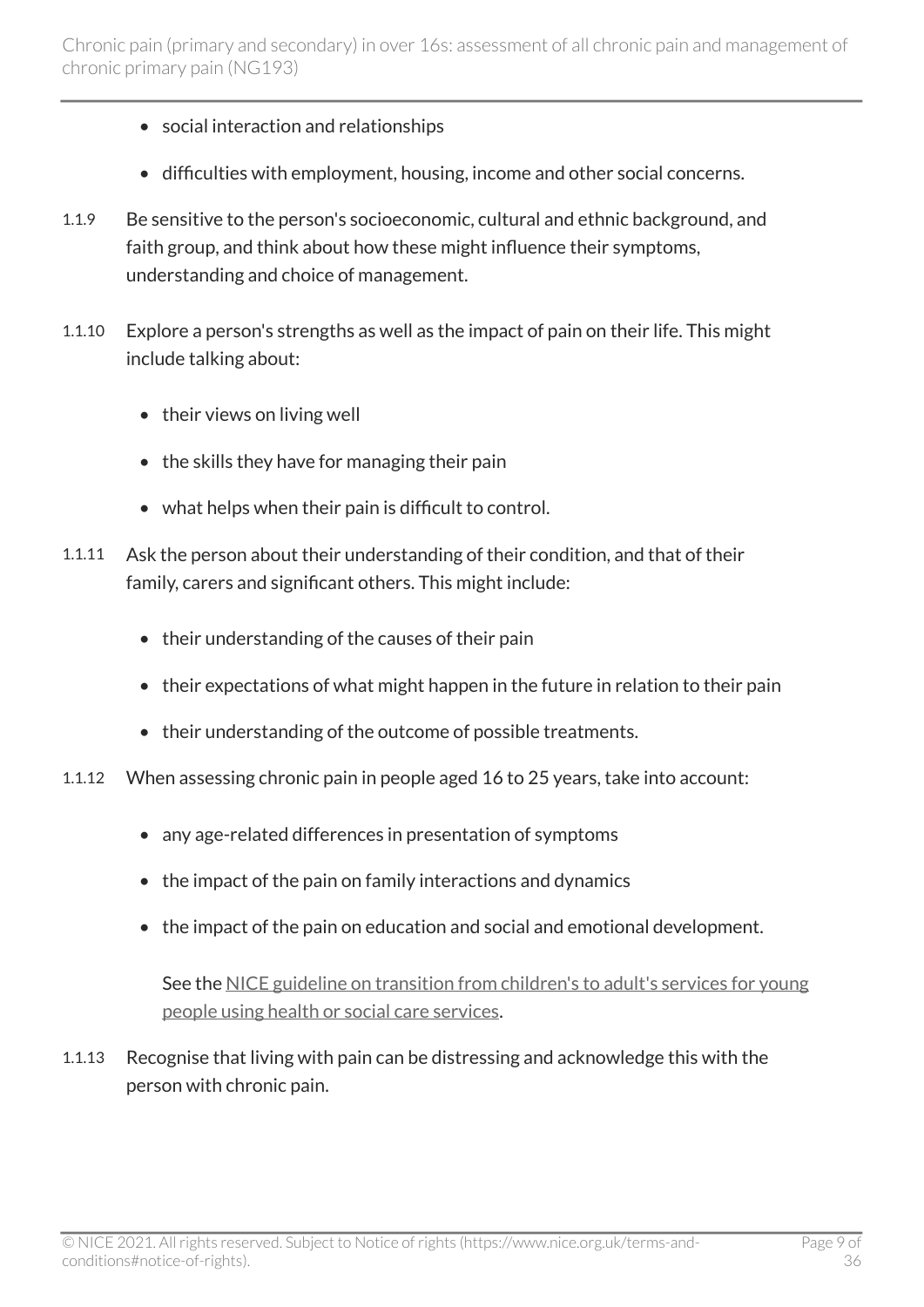- social interaction and relationships
- difficulties with employment, housing, income and other social concerns.

1.1.9 Be sensitive to the person's socioeconomic, cultural and ethnic background, and faith group, and think about how these might influence their symptoms, understanding and choice of management.

1.1.10 Explore a person's strengths as well as the impact of pain on their life. This might include talking about:

- their views on living well
- the skills they have for managing their pain
- what helps when their pain is difficult to control.

1.1.11 Ask the person about their understanding of their condition, and that of their family, carers and significant others. This might include:

- their understanding of the causes of their pain
- their expectations of what might happen in the future in relation to their pain
- their understanding of the outcome of possible treatments.

1.1.12 When assessing chronic pain in people aged 16 to 25 years, take into account:

- any age-related differences in presentation of symptoms
- the impact of the pain on family interactions and dynamics
- the impact of the pain on education and social and emotional development.

  See the NICE guideline on transition from children's to adult's services for young people using health or social care services.

1.1.13 Recognise that living with pain can be distressing and acknowledge this with the person with chronic pain.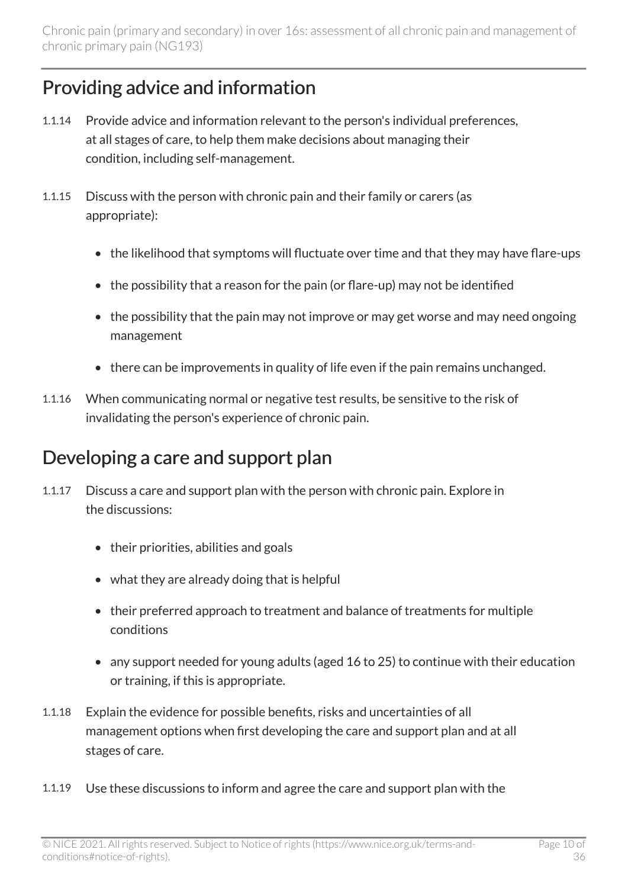## Providing advice and information

1.1.14 Provide advice and information relevant to the person's individual preferences, at all stages of care, to help them make decisions about managing their condition, including self-management.

1.1.15 Discuss with the person with chronic pain and their family or carers (as appropriate):

- the likelihood that symptoms will fluctuate over time and that they may have flare-ups
- the possibility that a reason for the pain (or flare-up) may not be identified
- the possibility that the pain may not improve or may get worse and may need ongoing management
- there can be improvements in quality of life even if the pain remains unchanged.

1.1.16 When communicating normal or negative test results, be sensitive to the risk of invalidating the person's experience of chronic pain.

## Developing a care and support plan

1.1.17 Discuss a care and support plan with the person with chronic pain. Explore in the discussions:

- their priorities, abilities and goals
- what they are already doing that is helpful
- their preferred approach to treatment and balance of treatments for multiple conditions
- any support needed for young adults (aged 16 to 25) to continue with their education or training, if this is appropriate.

1.1.18 Explain the evidence for possible benefits, risks and uncertainties of all management options when first developing the care and support plan and at all stages of care.

1.1.19 Use these discussions to inform and agree the care and support plan with the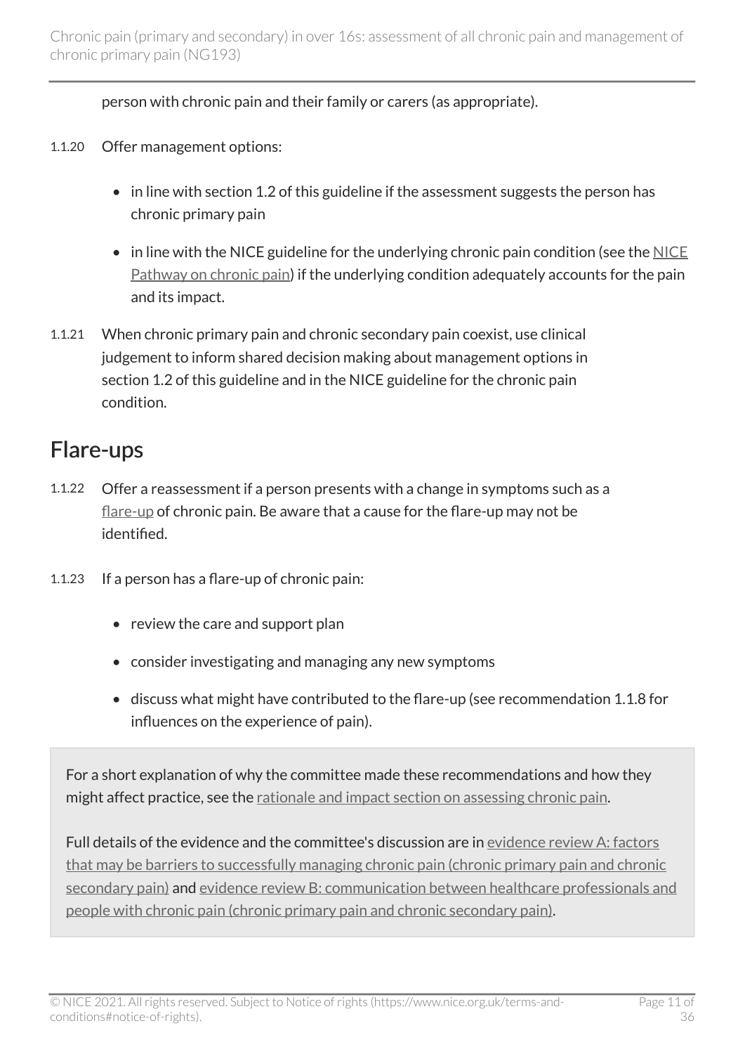person with chronic pain and their family or carers (as appropriate).

1.1.20 Offer management options:

- in line with section 1.2 of this guideline if the assessment suggests the person has chronic primary pain
- in line with the NICE guideline for the underlying chronic pain condition (see the NICE Pathway on chronic pain) if the underlying condition adequately accounts for the pain and its impact.

1.1.21 When chronic primary pain and chronic secondary pain coexist, use clinical judgement to inform shared decision making about management options in section 1.2 of this guideline and in the NICE guideline for the chronic pain condition.

## Flare-ups

1.1.22 Offer a reassessment if a person presents with a change in symptoms such as a flare-up of chronic pain. Be aware that a cause for the flare-up may not be identified.

1.1.23 If a person has a flare-up of chronic pain:

- review the care and support plan
- consider investigating and managing any new symptoms
- discuss what might have contributed to the flare-up (see recommendation 1.1.8 for influences on the experience of pain).

For a short explanation of why the committee made these recommendations and how they might affect practice, see the rationale and impact section on assessing chronic pain.

Full details of the evidence and the committee's discussion are in evidence review A: factors that may be barriers to successfully managing chronic pain (chronic primary pain and chronic secondary pain) and evidence review B: communication between healthcare professionals and people with chronic pain (chronic primary pain and chronic secondary pain).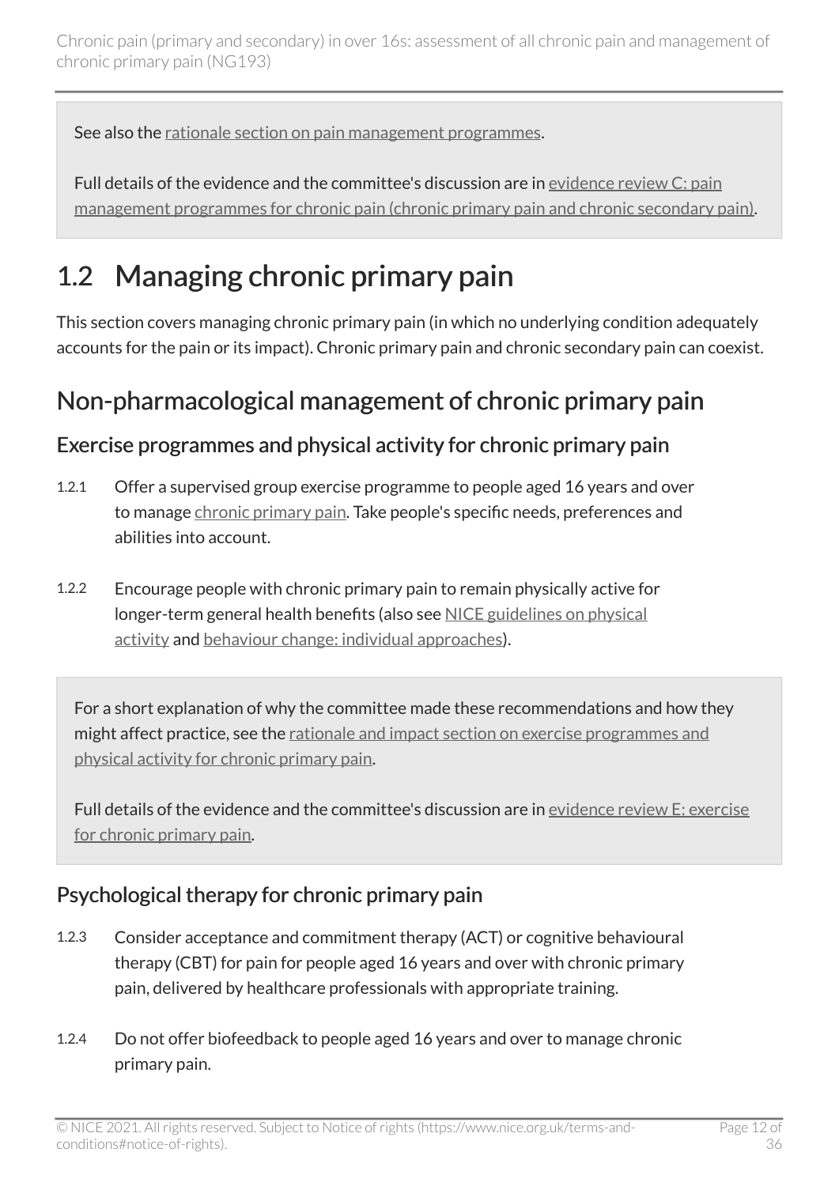See also the rationale section on pain management programmes.

Full details of the evidence and the committee's discussion are in evidence review C: pain management programmes for chronic pain (chronic primary pain and chronic secondary pain).

## 1.2 Managing chronic primary pain

This section covers managing chronic primary pain (in which no underlying condition adequately accounts for the pain or its impact). Chronic primary pain and chronic secondary pain can coexist.

### Non-pharmacological management of chronic primary pain

#### Exercise programmes and physical activity for chronic primary pain

1.2.1 Offer a supervised group exercise programme to people aged 16 years and over to manage chronic primary pain. Take people's specific needs, preferences and abilities into account.

1.2.2 Encourage people with chronic primary pain to remain physically active for longer-term general health benefits (also see NICE guidelines on physical activity and behaviour change: individual approaches).

For a short explanation of why the committee made these recommendations and how they might affect practice, see the rationale and impact section on exercise programmes and physical activity for chronic primary pain.

Full details of the evidence and the committee's discussion are in evidence review E: exercise for chronic primary pain.

#### Psychological therapy for chronic primary pain

1.2.3 Consider acceptance and commitment therapy (ACT) or cognitive behavioural therapy (CBT) for pain for people aged 16 years and over with chronic primary pain, delivered by healthcare professionals with appropriate training.

1.2.4 Do not offer biofeedback to people aged 16 years and over to manage chronic primary pain.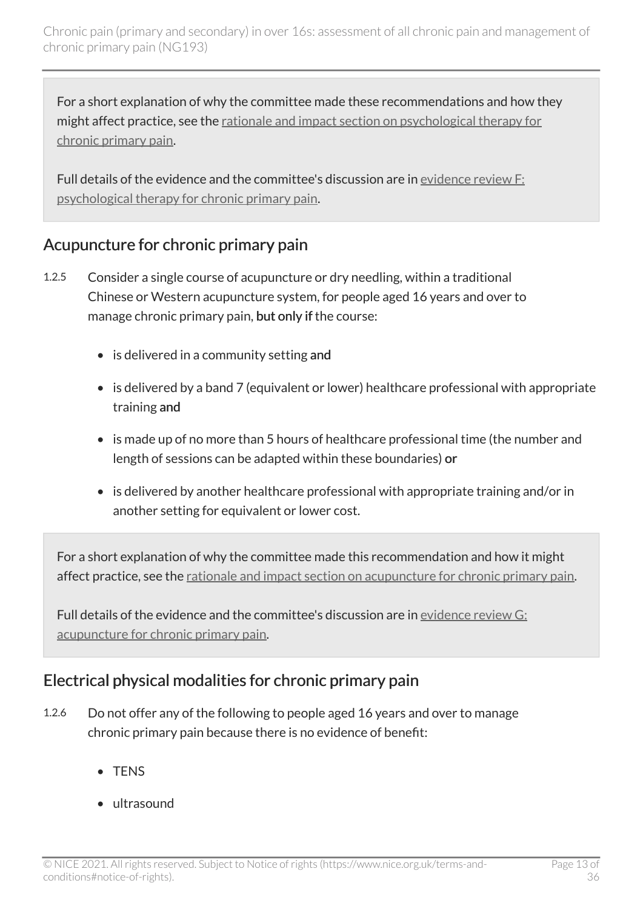For a short explanation of why the committee made these recommendations and how they might affect practice, see the rationale and impact section on psychological therapy for chronic primary pain.

Full details of the evidence and the committee's discussion are in evidence review F: psychological therapy for chronic primary pain.

## Acupuncture for chronic primary pain

1.2.5 Consider a single course of acupuncture or dry needling, within a traditional Chinese or Western acupuncture system, for people aged 16 years and over to manage chronic primary pain, **but only if** the course:

- is delivered in a community setting **and**
- is delivered by a band 7 (equivalent or lower) healthcare professional with appropriate training **and**
- is made up of no more than 5 hours of healthcare professional time (the number and length of sessions can be adapted within these boundaries) **or**
- is delivered by another healthcare professional with appropriate training and/or in another setting for equivalent or lower cost.

For a short explanation of why the committee made this recommendation and how it might affect practice, see the rationale and impact section on acupuncture for chronic primary pain.

Full details of the evidence and the committee's discussion are in evidence review G: acupuncture for chronic primary pain.

## Electrical physical modalities for chronic primary pain

1.2.6 Do not offer any of the following to people aged 16 years and over to manage chronic primary pain because there is no evidence of benefit:

- TENS
- ultrasound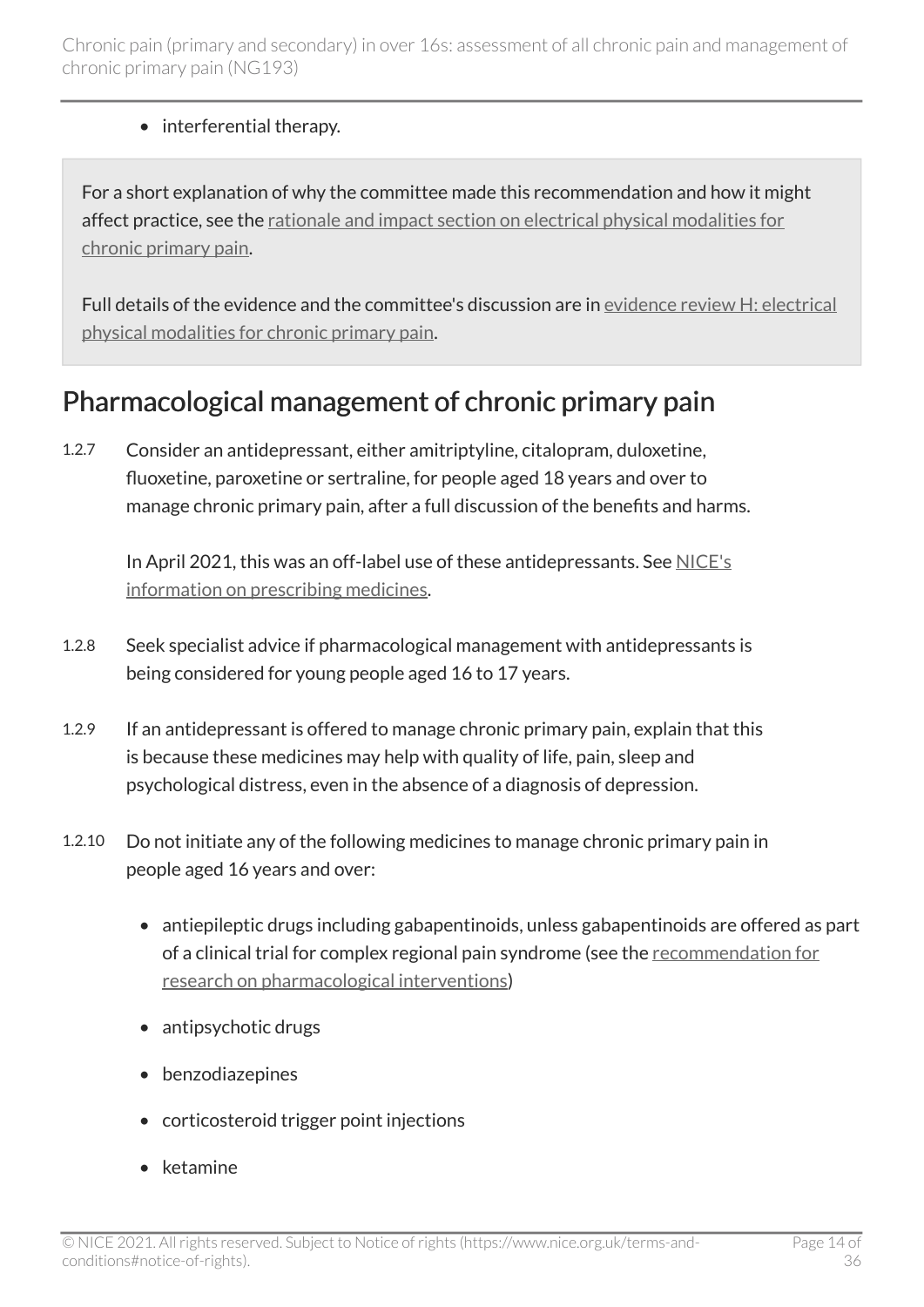- interferential therapy.

For a short explanation of why the committee made this recommendation and how it might affect practice, see the rationale and impact section on electrical physical modalities for chronic primary pain.

Full details of the evidence and the committee's discussion are in evidence review H: electrical physical modalities for chronic primary pain.

## Pharmacological management of chronic primary pain

1.2.7 Consider an antidepressant, either amitriptyline, citalopram, duloxetine, fluoxetine, paroxetine or sertraline, for people aged 18 years and over to manage chronic primary pain, after a full discussion of the benefits and harms.

In April 2021, this was an off-label use of these antidepressants. See NICE's information on prescribing medicines.

1.2.8 Seek specialist advice if pharmacological management with antidepressants is being considered for young people aged 16 to 17 years.

1.2.9 If an antidepressant is offered to manage chronic primary pain, explain that this is because these medicines may help with quality of life, pain, sleep and psychological distress, even in the absence of a diagnosis of depression.

1.2.10 Do not initiate any of the following medicines to manage chronic primary pain in people aged 16 years and over:

- antiepileptic drugs including gabapentinoids, unless gabapentinoids are offered as part of a clinical trial for complex regional pain syndrome (see the recommendation for research on pharmacological interventions)
- antipsychotic drugs
- benzodiazepines
- corticosteroid trigger point injections
- ketamine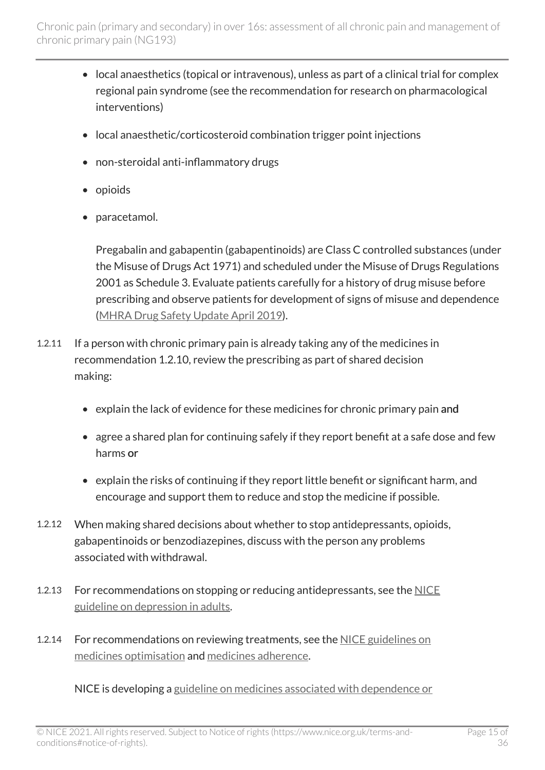- local anaesthetics (topical or intravenous), unless as part of a clinical trial for complex regional pain syndrome (see the recommendation for research on pharmacological interventions)
- local anaesthetic/corticosteroid combination trigger point injections
- non-steroidal anti-inflammatory drugs
- opioids
- paracetamol.

  Pregabalin and gabapentin (gabapentinoids) are Class C controlled substances (under the Misuse of Drugs Act 1971) and scheduled under the Misuse of Drugs Regulations 2001 as Schedule 3. Evaluate patients carefully for a history of drug misuse before prescribing and observe patients for development of signs of misuse and dependence (MHRA Drug Safety Update April 2019).

1.2.11 If a person with chronic primary pain is already taking any of the medicines in recommendation 1.2.10, review the prescribing as part of shared decision making:

- explain the lack of evidence for these medicines for chronic primary pain **and**
- agree a shared plan for continuing safely if they report benefit at a safe dose and few harms **or**
- explain the risks of continuing if they report little benefit or significant harm, and encourage and support them to reduce and stop the medicine if possible.

1.2.12 When making shared decisions about whether to stop antidepressants, opioids, gabapentinoids or benzodiazepines, discuss with the person any problems associated with withdrawal.

1.2.13 For recommendations on stopping or reducing antidepressants, see the NICE guideline on depression in adults.

1.2.14 For recommendations on reviewing treatments, see the NICE guidelines on medicines optimisation and medicines adherence.

NICE is developing a guideline on medicines associated with dependence or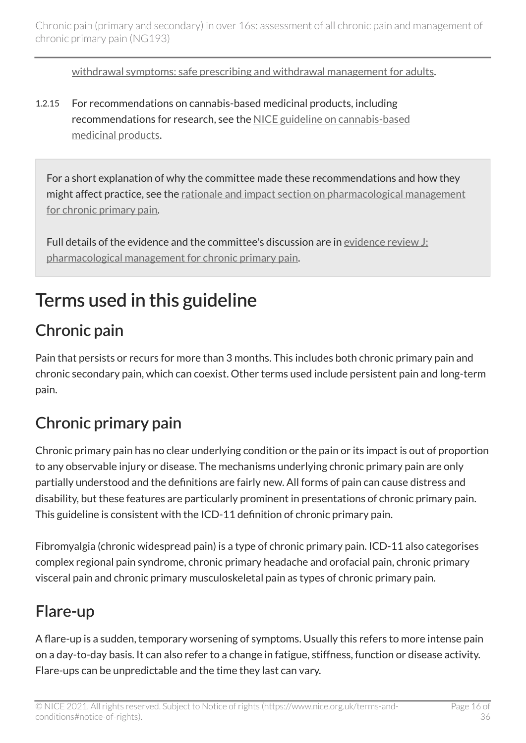withdrawal symptoms: safe prescribing and withdrawal management for adults.

1.2.15 For recommendations on cannabis-based medicinal products, including recommendations for research, see the NICE guideline on cannabis-based medicinal products.

For a short explanation of why the committee made these recommendations and how they might affect practice, see the rationale and impact section on pharmacological management for chronic primary pain.

Full details of the evidence and the committee's discussion are in evidence review J: pharmacological management for chronic primary pain.

# Terms used in this guideline

## Chronic pain

Pain that persists or recurs for more than 3 months. This includes both chronic primary pain and chronic secondary pain, which can coexist. Other terms used include persistent pain and long-term pain.

## Chronic primary pain

Chronic primary pain has no clear underlying condition or the pain or its impact is out of proportion to any observable injury or disease. The mechanisms underlying chronic primary pain are only partially understood and the definitions are fairly new. All forms of pain can cause distress and disability, but these features are particularly prominent in presentations of chronic primary pain. This guideline is consistent with the ICD-11 definition of chronic primary pain.

Fibromyalgia (chronic widespread pain) is a type of chronic primary pain. ICD-11 also categorises complex regional pain syndrome, chronic primary headache and orofacial pain, chronic primary visceral pain and chronic primary musculoskeletal pain as types of chronic primary pain.

## Flare-up

A flare-up is a sudden, temporary worsening of symptoms. Usually this refers to more intense pain on a day-to-day basis. It can also refer to a change in fatigue, stiffness, function or disease activity. Flare-ups can be unpredictable and the time they last can vary.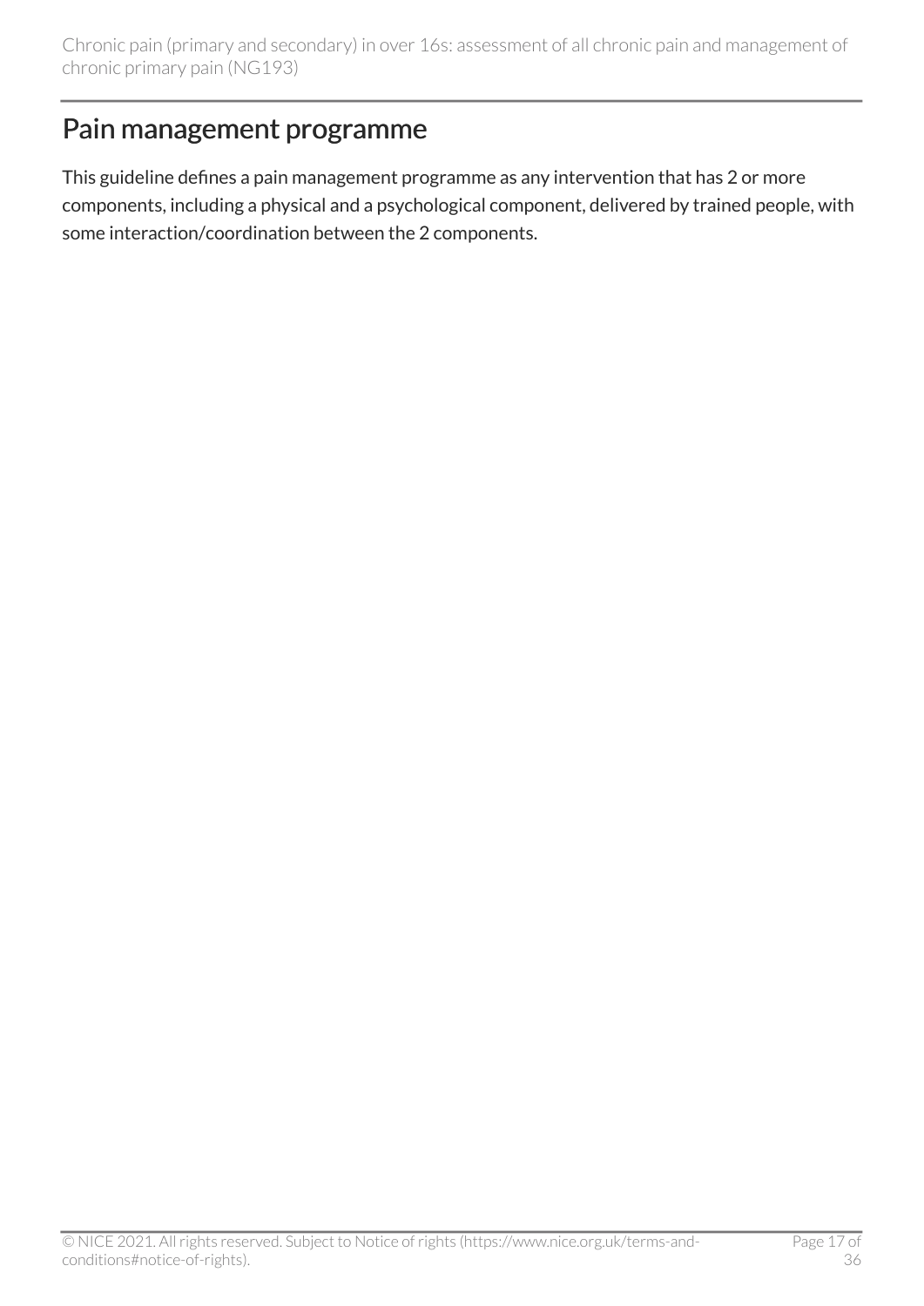## Pain management programme

This guideline defines a pain management programme as any intervention that has 2 or more components, including a physical and a psychological component, delivered by trained people, with some interaction/coordination between the 2 components.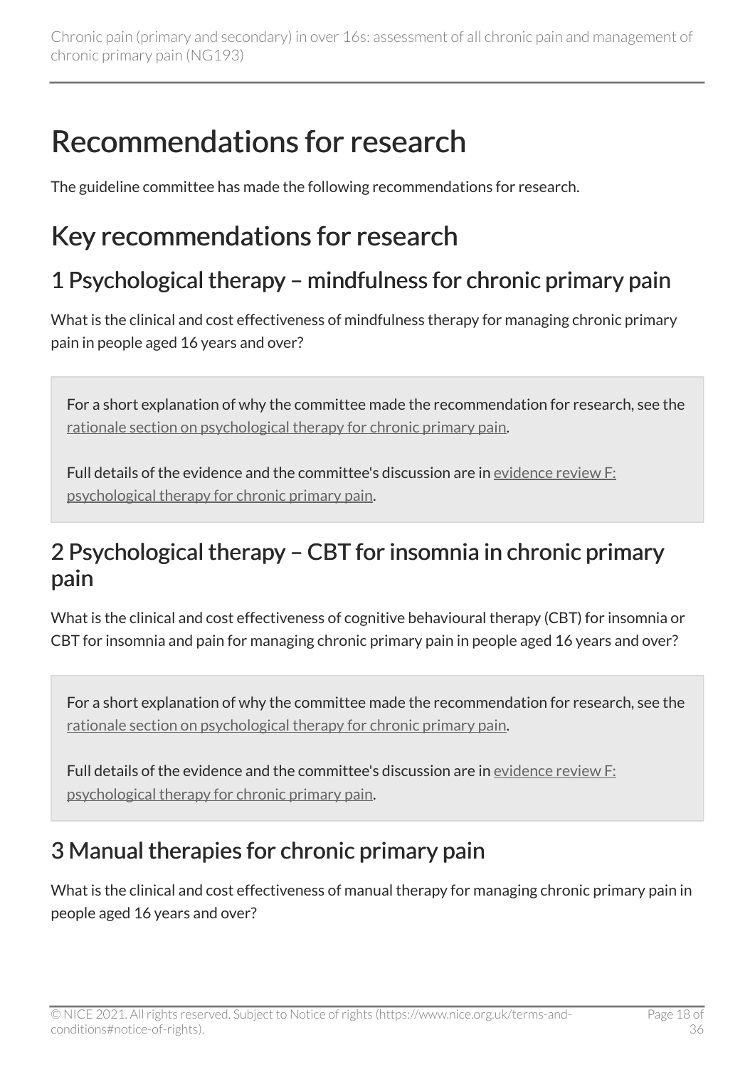# Recommendations for research

The guideline committee has made the following recommendations for research.

## Key recommendations for research

### 1 Psychological therapy – mindfulness for chronic primary pain

What is the clinical and cost effectiveness of mindfulness therapy for managing chronic primary pain in people aged 16 years and over?

> For a short explanation of why the committee made the recommendation for research, see the rationale section on psychological therapy for chronic primary pain.
>
> Full details of the evidence and the committee's discussion are in evidence review F: psychological therapy for chronic primary pain.

### 2 Psychological therapy – CBT for insomnia in chronic primary pain

What is the clinical and cost effectiveness of cognitive behavioural therapy (CBT) for insomnia or CBT for insomnia and pain for managing chronic primary pain in people aged 16 years and over?

> For a short explanation of why the committee made the recommendation for research, see the rationale section on psychological therapy for chronic primary pain.
>
> Full details of the evidence and the committee's discussion are in evidence review F: psychological therapy for chronic primary pain.

### 3 Manual therapies for chronic primary pain

What is the clinical and cost effectiveness of manual therapy for managing chronic primary pain in people aged 16 years and over?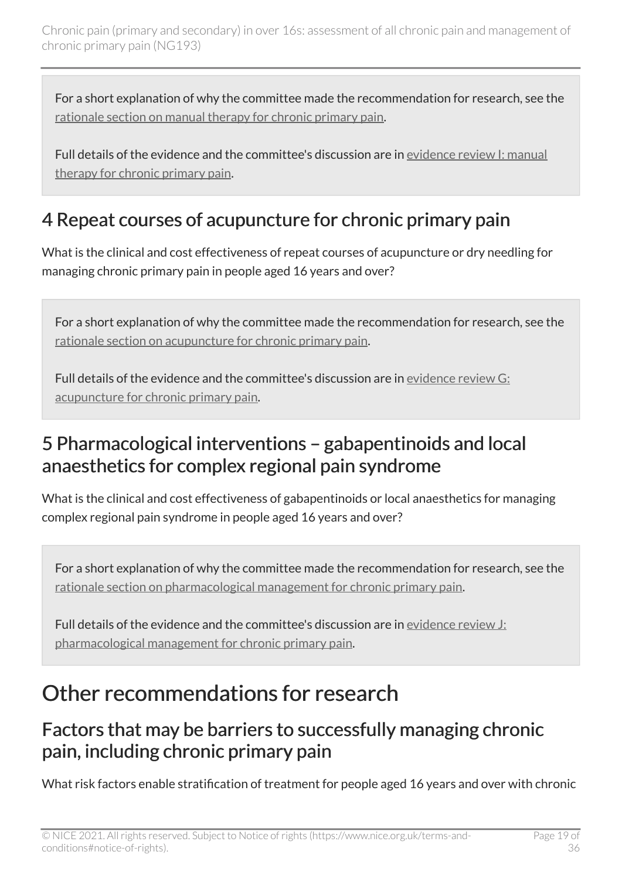For a short explanation of why the committee made the recommendation for research, see the rationale section on manual therapy for chronic primary pain.

Full details of the evidence and the committee's discussion are in evidence review I: manual therapy for chronic primary pain.

## 4 Repeat courses of acupuncture for chronic primary pain

What is the clinical and cost effectiveness of repeat courses of acupuncture or dry needling for managing chronic primary pain in people aged 16 years and over?

For a short explanation of why the committee made the recommendation for research, see the rationale section on acupuncture for chronic primary pain.

Full details of the evidence and the committee's discussion are in evidence review G: acupuncture for chronic primary pain.

## 5 Pharmacological interventions – gabapentinoids and local anaesthetics for complex regional pain syndrome

What is the clinical and cost effectiveness of gabapentinoids or local anaesthetics for managing complex regional pain syndrome in people aged 16 years and over?

For a short explanation of why the committee made the recommendation for research, see the rationale section on pharmacological management for chronic primary pain.

Full details of the evidence and the committee's discussion are in evidence review J: pharmacological management for chronic primary pain.

# Other recommendations for research

## Factors that may be barriers to successfully managing chronic pain, including chronic primary pain

What risk factors enable stratification of treatment for people aged 16 years and over with chronic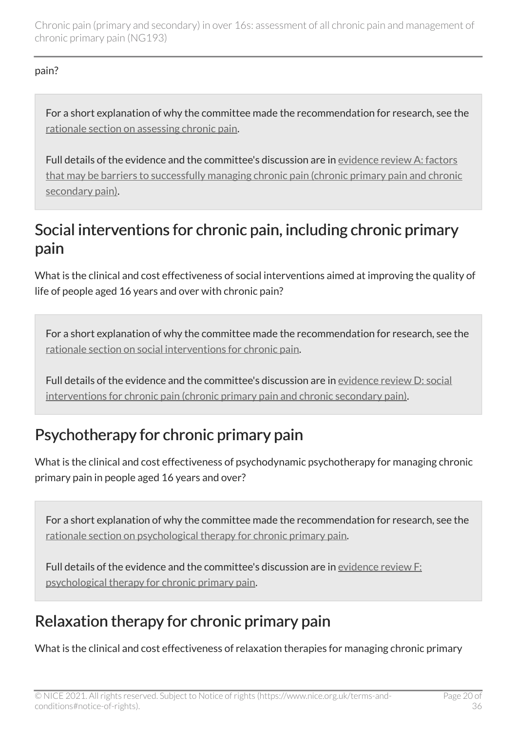pain?

> For a short explanation of why the committee made the recommendation for research, see the rationale section on assessing chronic pain.
>
> Full details of the evidence and the committee's discussion are in evidence review A: factors that may be barriers to successfully managing chronic pain (chronic primary pain and chronic secondary pain).

## Social interventions for chronic pain, including chronic primary pain

What is the clinical and cost effectiveness of social interventions aimed at improving the quality of life of people aged 16 years and over with chronic pain?

> For a short explanation of why the committee made the recommendation for research, see the rationale section on social interventions for chronic pain.
>
> Full details of the evidence and the committee's discussion are in evidence review D: social interventions for chronic pain (chronic primary pain and chronic secondary pain).

## Psychotherapy for chronic primary pain

What is the clinical and cost effectiveness of psychodynamic psychotherapy for managing chronic primary pain in people aged 16 years and over?

> For a short explanation of why the committee made the recommendation for research, see the rationale section on psychological therapy for chronic primary pain.
>
> Full details of the evidence and the committee's discussion are in evidence review F: psychological therapy for chronic primary pain.

## Relaxation therapy for chronic primary pain

What is the clinical and cost effectiveness of relaxation therapies for managing chronic primary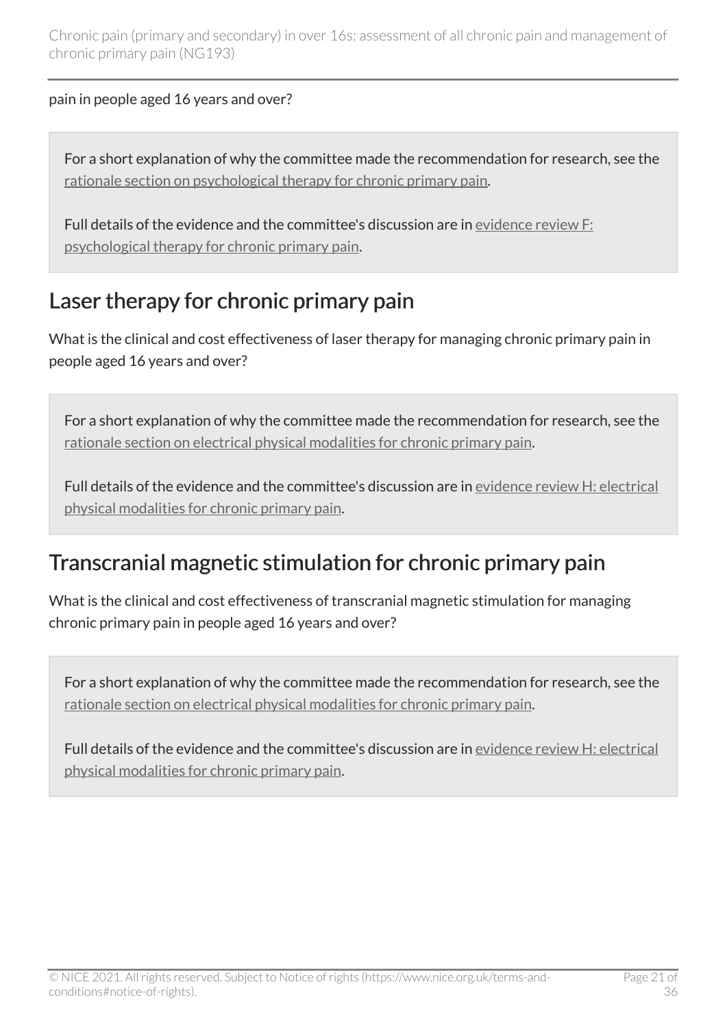pain in people aged 16 years and over?

> For a short explanation of why the committee made the recommendation for research, see the rationale section on psychological therapy for chronic primary pain.
>
> Full details of the evidence and the committee's discussion are in evidence review F: psychological therapy for chronic primary pain.

## Laser therapy for chronic primary pain

What is the clinical and cost effectiveness of laser therapy for managing chronic primary pain in people aged 16 years and over?

> For a short explanation of why the committee made the recommendation for research, see the rationale section on electrical physical modalities for chronic primary pain.
>
> Full details of the evidence and the committee's discussion are in evidence review H: electrical physical modalities for chronic primary pain.

## Transcranial magnetic stimulation for chronic primary pain

What is the clinical and cost effectiveness of transcranial magnetic stimulation for managing chronic primary pain in people aged 16 years and over?

> For a short explanation of why the committee made the recommendation for research, see the rationale section on electrical physical modalities for chronic primary pain.
>
> Full details of the evidence and the committee's discussion are in evidence review H: electrical physical modalities for chronic primary pain.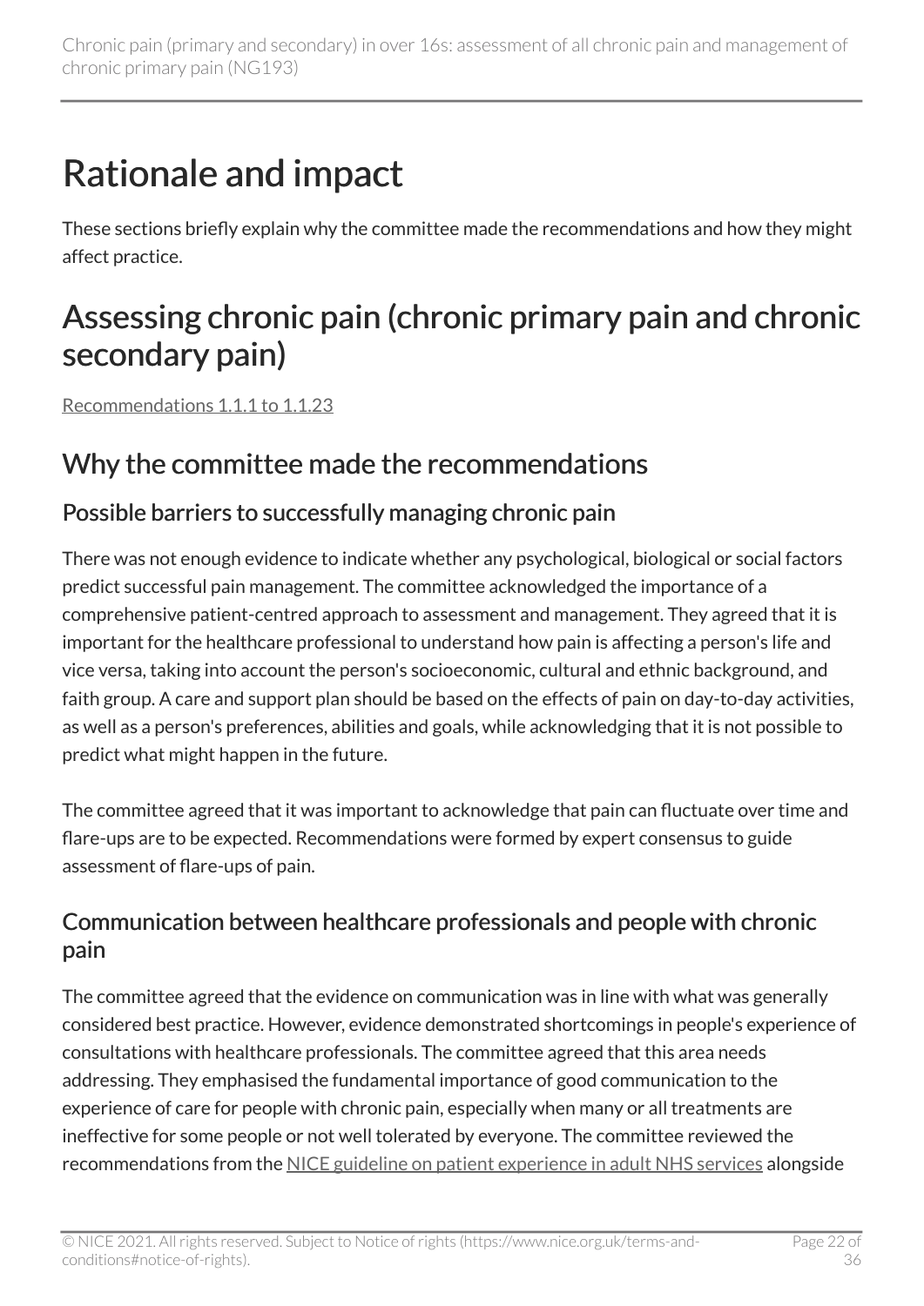# Rationale and impact

These sections briefly explain why the committee made the recommendations and how they might affect practice.

## Assessing chronic pain (chronic primary pain and chronic secondary pain)

Recommendations 1.1.1 to 1.1.23

### Why the committee made the recommendations

#### Possible barriers to successfully managing chronic pain

There was not enough evidence to indicate whether any psychological, biological or social factors predict successful pain management. The committee acknowledged the importance of a comprehensive patient-centred approach to assessment and management. They agreed that it is important for the healthcare professional to understand how pain is affecting a person's life and vice versa, taking into account the person's socioeconomic, cultural and ethnic background, and faith group. A care and support plan should be based on the effects of pain on day-to-day activities, as well as a person's preferences, abilities and goals, while acknowledging that it is not possible to predict what might happen in the future.

The committee agreed that it was important to acknowledge that pain can fluctuate over time and flare-ups are to be expected. Recommendations were formed by expert consensus to guide assessment of flare-ups of pain.

#### Communication between healthcare professionals and people with chronic pain

The committee agreed that the evidence on communication was in line with what was generally considered best practice. However, evidence demonstrated shortcomings in people's experience of consultations with healthcare professionals. The committee agreed that this area needs addressing. They emphasised the fundamental importance of good communication to the experience of care for people with chronic pain, especially when many or all treatments are ineffective for some people or not well tolerated by everyone. The committee reviewed the recommendations from the NICE guideline on patient experience in adult NHS services alongside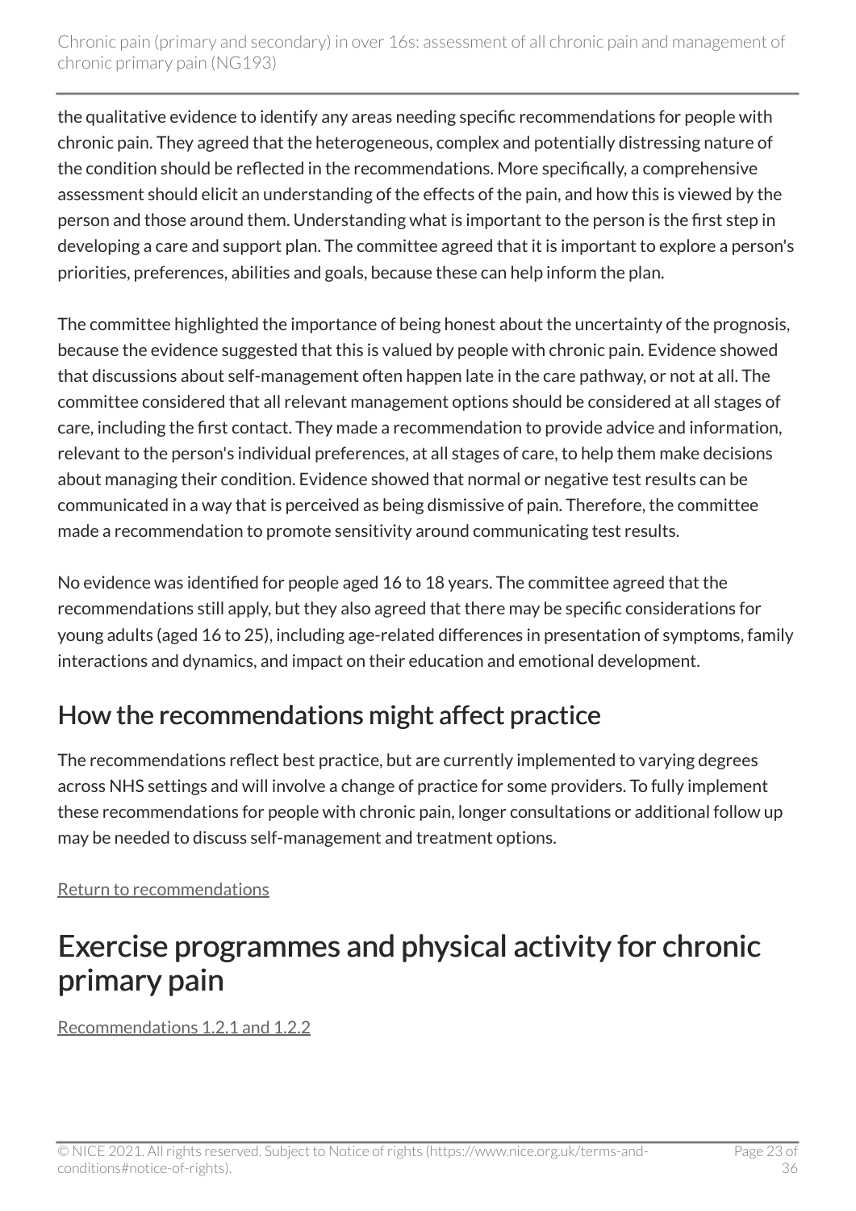the qualitative evidence to identify any areas needing specific recommendations for people with chronic pain. They agreed that the heterogeneous, complex and potentially distressing nature of the condition should be reflected in the recommendations. More specifically, a comprehensive assessment should elicit an understanding of the effects of the pain, and how this is viewed by the person and those around them. Understanding what is important to the person is the first step in developing a care and support plan. The committee agreed that it is important to explore a person's priorities, preferences, abilities and goals, because these can help inform the plan.

The committee highlighted the importance of being honest about the uncertainty of the prognosis, because the evidence suggested that this is valued by people with chronic pain. Evidence showed that discussions about self-management often happen late in the care pathway, or not at all. The committee considered that all relevant management options should be considered at all stages of care, including the first contact. They made a recommendation to provide advice and information, relevant to the person's individual preferences, at all stages of care, to help them make decisions about managing their condition. Evidence showed that normal or negative test results can be communicated in a way that is perceived as being dismissive of pain. Therefore, the committee made a recommendation to promote sensitivity around communicating test results.

No evidence was identified for people aged 16 to 18 years. The committee agreed that the recommendations still apply, but they also agreed that there may be specific considerations for young adults (aged 16 to 25), including age-related differences in presentation of symptoms, family interactions and dynamics, and impact on their education and emotional development.

## How the recommendations might affect practice

The recommendations reflect best practice, but are currently implemented to varying degrees across NHS settings and will involve a change of practice for some providers. To fully implement these recommendations for people with chronic pain, longer consultations or additional follow up may be needed to discuss self-management and treatment options.

Return to recommendations

# Exercise programmes and physical activity for chronic primary pain

Recommendations 1.2.1 and 1.2.2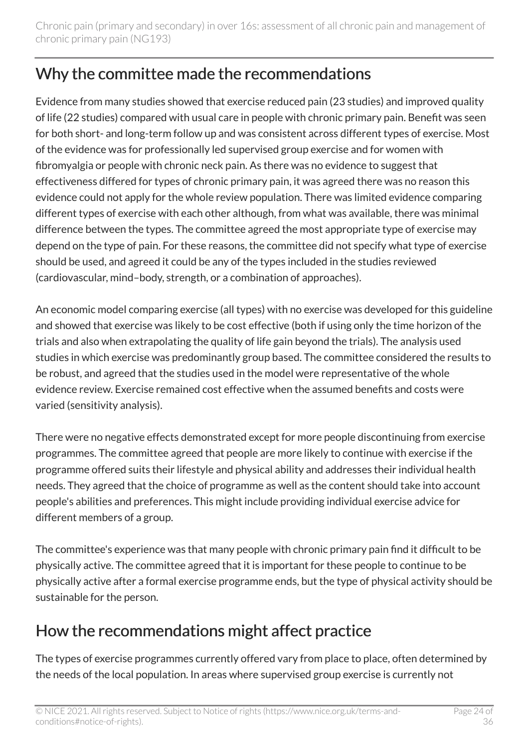## Why the committee made the recommendations

Evidence from many studies showed that exercise reduced pain (23 studies) and improved quality of life (22 studies) compared with usual care in people with chronic primary pain. Benefit was seen for both short- and long-term follow up and was consistent across different types of exercise. Most of the evidence was for professionally led supervised group exercise and for women with fibromyalgia or people with chronic neck pain. As there was no evidence to suggest that effectiveness differed for types of chronic primary pain, it was agreed there was no reason this evidence could not apply for the whole review population. There was limited evidence comparing different types of exercise with each other although, from what was available, there was minimal difference between the types. The committee agreed the most appropriate type of exercise may depend on the type of pain. For these reasons, the committee did not specify what type of exercise should be used, and agreed it could be any of the types included in the studies reviewed (cardiovascular, mind–body, strength, or a combination of approaches).

An economic model comparing exercise (all types) with no exercise was developed for this guideline and showed that exercise was likely to be cost effective (both if using only the time horizon of the trials and also when extrapolating the quality of life gain beyond the trials). The analysis used studies in which exercise was predominantly group based. The committee considered the results to be robust, and agreed that the studies used in the model were representative of the whole evidence review. Exercise remained cost effective when the assumed benefits and costs were varied (sensitivity analysis).

There were no negative effects demonstrated except for more people discontinuing from exercise programmes. The committee agreed that people are more likely to continue with exercise if the programme offered suits their lifestyle and physical ability and addresses their individual health needs. They agreed that the choice of programme as well as the content should take into account people's abilities and preferences. This might include providing individual exercise advice for different members of a group.

The committee's experience was that many people with chronic primary pain find it difficult to be physically active. The committee agreed that it is important for these people to continue to be physically active after a formal exercise programme ends, but the type of physical activity should be sustainable for the person.

## How the recommendations might affect practice

The types of exercise programmes currently offered vary from place to place, often determined by the needs of the local population. In areas where supervised group exercise is currently not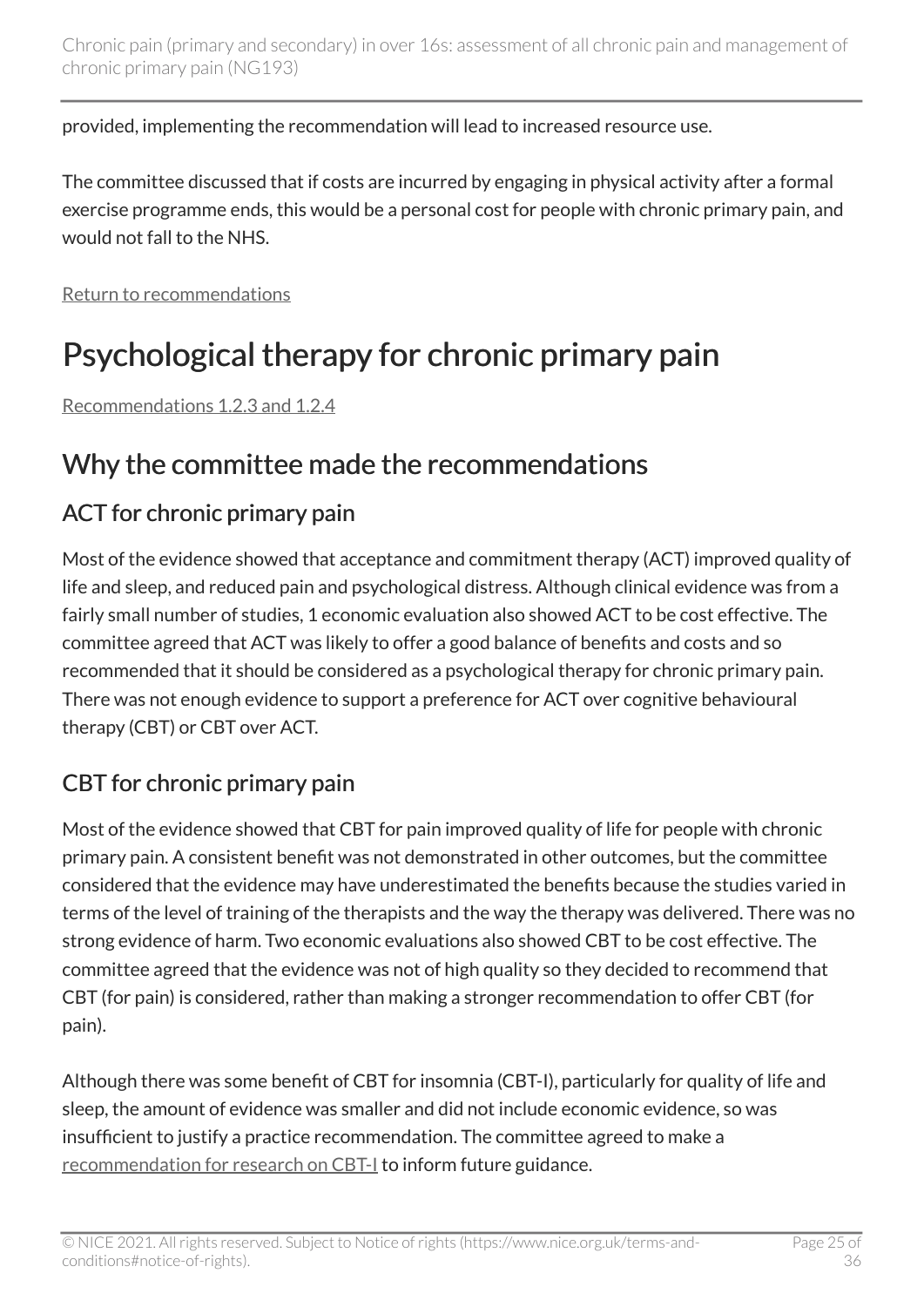provided, implementing the recommendation will lead to increased resource use.

The committee discussed that if costs are incurred by engaging in physical activity after a formal exercise programme ends, this would be a personal cost for people with chronic primary pain, and would not fall to the NHS.

Return to recommendations

# Psychological therapy for chronic primary pain

Recommendations 1.2.3 and 1.2.4

## Why the committee made the recommendations

### ACT for chronic primary pain

Most of the evidence showed that acceptance and commitment therapy (ACT) improved quality of life and sleep, and reduced pain and psychological distress. Although clinical evidence was from a fairly small number of studies, 1 economic evaluation also showed ACT to be cost effective. The committee agreed that ACT was likely to offer a good balance of benefits and costs and so recommended that it should be considered as a psychological therapy for chronic primary pain. There was not enough evidence to support a preference for ACT over cognitive behavioural therapy (CBT) or CBT over ACT.

### CBT for chronic primary pain

Most of the evidence showed that CBT for pain improved quality of life for people with chronic primary pain. A consistent benefit was not demonstrated in other outcomes, but the committee considered that the evidence may have underestimated the benefits because the studies varied in terms of the level of training of the therapists and the way the therapy was delivered. There was no strong evidence of harm. Two economic evaluations also showed CBT to be cost effective. The committee agreed that the evidence was not of high quality so they decided to recommend that CBT (for pain) is considered, rather than making a stronger recommendation to offer CBT (for pain).

Although there was some benefit of CBT for insomnia (CBT-I), particularly for quality of life and sleep, the amount of evidence was smaller and did not include economic evidence, so was insufficient to justify a practice recommendation. The committee agreed to make a recommendation for research on CBT-I to inform future guidance.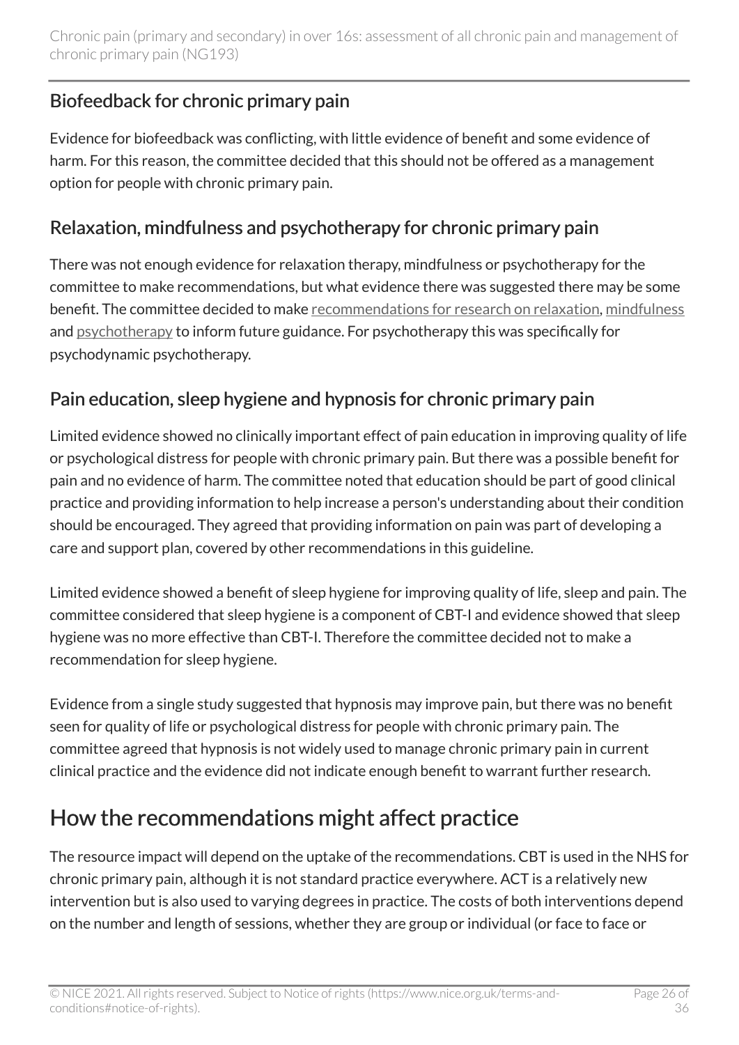### Biofeedback for chronic primary pain

Evidence for biofeedback was conflicting, with little evidence of benefit and some evidence of harm. For this reason, the committee decided that this should not be offered as a management option for people with chronic primary pain.

### Relaxation, mindfulness and psychotherapy for chronic primary pain

There was not enough evidence for relaxation therapy, mindfulness or psychotherapy for the committee to make recommendations, but what evidence there was suggested there may be some benefit. The committee decided to make recommendations for research on relaxation, mindfulness and psychotherapy to inform future guidance. For psychotherapy this was specifically for psychodynamic psychotherapy.

### Pain education, sleep hygiene and hypnosis for chronic primary pain

Limited evidence showed no clinically important effect of pain education in improving quality of life or psychological distress for people with chronic primary pain. But there was a possible benefit for pain and no evidence of harm. The committee noted that education should be part of good clinical practice and providing information to help increase a person's understanding about their condition should be encouraged. They agreed that providing information on pain was part of developing a care and support plan, covered by other recommendations in this guideline.

Limited evidence showed a benefit of sleep hygiene for improving quality of life, sleep and pain. The committee considered that sleep hygiene is a component of CBT-I and evidence showed that sleep hygiene was no more effective than CBT-I. Therefore the committee decided not to make a recommendation for sleep hygiene.

Evidence from a single study suggested that hypnosis may improve pain, but there was no benefit seen for quality of life or psychological distress for people with chronic primary pain. The committee agreed that hypnosis is not widely used to manage chronic primary pain in current clinical practice and the evidence did not indicate enough benefit to warrant further research.

## How the recommendations might affect practice

The resource impact will depend on the uptake of the recommendations. CBT is used in the NHS for chronic primary pain, although it is not standard practice everywhere. ACT is a relatively new intervention but is also used to varying degrees in practice. The costs of both interventions depend on the number and length of sessions, whether they are group or individual (or face to face or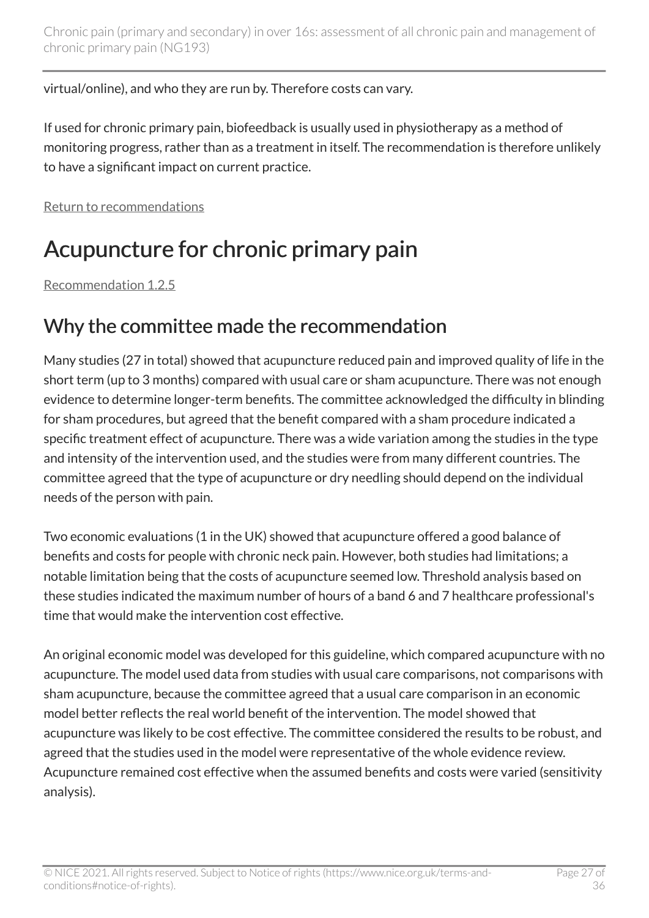virtual/online), and who they are run by. Therefore costs can vary.

If used for chronic primary pain, biofeedback is usually used in physiotherapy as a method of monitoring progress, rather than as a treatment in itself. The recommendation is therefore unlikely to have a significant impact on current practice.

Return to recommendations

# Acupuncture for chronic primary pain

Recommendation 1.2.5

## Why the committee made the recommendation

Many studies (27 in total) showed that acupuncture reduced pain and improved quality of life in the short term (up to 3 months) compared with usual care or sham acupuncture. There was not enough evidence to determine longer-term benefits. The committee acknowledged the difficulty in blinding for sham procedures, but agreed that the benefit compared with a sham procedure indicated a specific treatment effect of acupuncture. There was a wide variation among the studies in the type and intensity of the intervention used, and the studies were from many different countries. The committee agreed that the type of acupuncture or dry needling should depend on the individual needs of the person with pain.

Two economic evaluations (1 in the UK) showed that acupuncture offered a good balance of benefits and costs for people with chronic neck pain. However, both studies had limitations; a notable limitation being that the costs of acupuncture seemed low. Threshold analysis based on these studies indicated the maximum number of hours of a band 6 and 7 healthcare professional's time that would make the intervention cost effective.

An original economic model was developed for this guideline, which compared acupuncture with no acupuncture. The model used data from studies with usual care comparisons, not comparisons with sham acupuncture, because the committee agreed that a usual care comparison in an economic model better reflects the real world benefit of the intervention. The model showed that acupuncture was likely to be cost effective. The committee considered the results to be robust, and agreed that the studies used in the model were representative of the whole evidence review. Acupuncture remained cost effective when the assumed benefits and costs were varied (sensitivity analysis).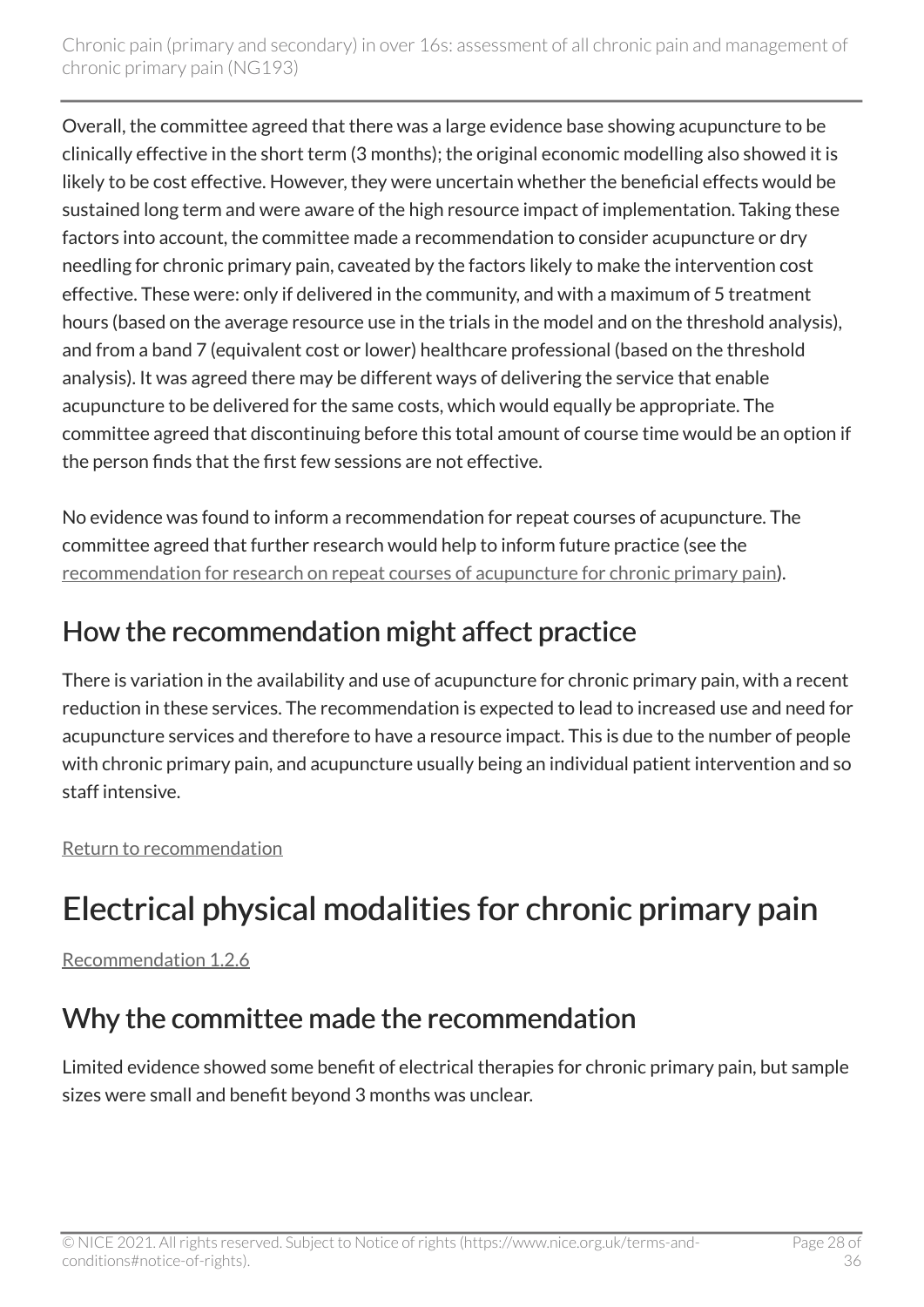Overall, the committee agreed that there was a large evidence base showing acupuncture to be clinically effective in the short term (3 months); the original economic modelling also showed it is likely to be cost effective. However, they were uncertain whether the beneficial effects would be sustained long term and were aware of the high resource impact of implementation. Taking these factors into account, the committee made a recommendation to consider acupuncture or dry needling for chronic primary pain, caveated by the factors likely to make the intervention cost effective. These were: only if delivered in the community, and with a maximum of 5 treatment hours (based on the average resource use in the trials in the model and on the threshold analysis), and from a band 7 (equivalent cost or lower) healthcare professional (based on the threshold analysis). It was agreed there may be different ways of delivering the service that enable acupuncture to be delivered for the same costs, which would equally be appropriate. The committee agreed that discontinuing before this total amount of course time would be an option if the person finds that the first few sessions are not effective.

No evidence was found to inform a recommendation for repeat courses of acupuncture. The committee agreed that further research would help to inform future practice (see the recommendation for research on repeat courses of acupuncture for chronic primary pain).

## How the recommendation might affect practice

There is variation in the availability and use of acupuncture for chronic primary pain, with a recent reduction in these services. The recommendation is expected to lead to increased use and need for acupuncture services and therefore to have a resource impact. This is due to the number of people with chronic primary pain, and acupuncture usually being an individual patient intervention and so staff intensive.

Return to recommendation

# Electrical physical modalities for chronic primary pain

Recommendation 1.2.6

## Why the committee made the recommendation

Limited evidence showed some benefit of electrical therapies for chronic primary pain, but sample sizes were small and benefit beyond 3 months was unclear.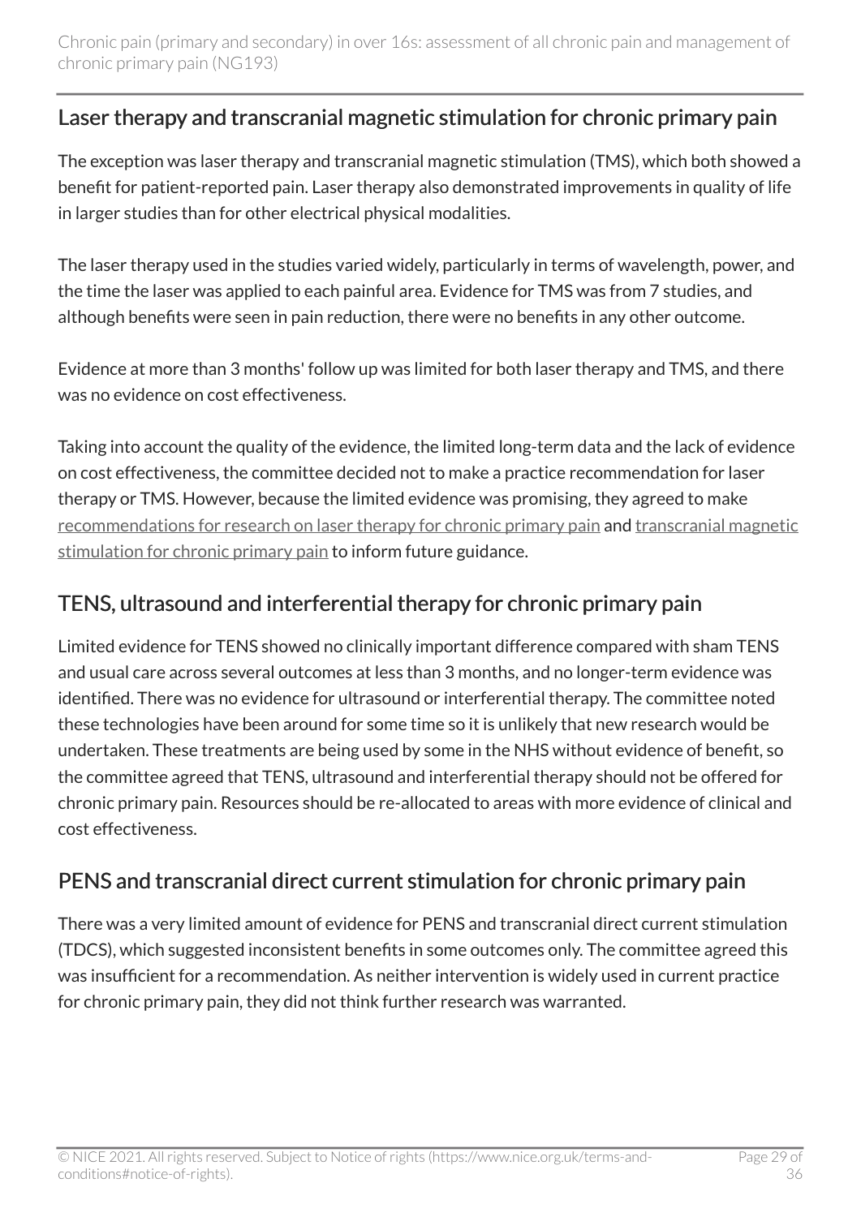## Laser therapy and transcranial magnetic stimulation for chronic primary pain

The exception was laser therapy and transcranial magnetic stimulation (TMS), which both showed a benefit for patient-reported pain. Laser therapy also demonstrated improvements in quality of life in larger studies than for other electrical physical modalities.

The laser therapy used in the studies varied widely, particularly in terms of wavelength, power, and the time the laser was applied to each painful area. Evidence for TMS was from 7 studies, and although benefits were seen in pain reduction, there were no benefits in any other outcome.

Evidence at more than 3 months' follow up was limited for both laser therapy and TMS, and there was no evidence on cost effectiveness.

Taking into account the quality of the evidence, the limited long-term data and the lack of evidence on cost effectiveness, the committee decided not to make a practice recommendation for laser therapy or TMS. However, because the limited evidence was promising, they agreed to make recommendations for research on laser therapy for chronic primary pain and transcranial magnetic stimulation for chronic primary pain to inform future guidance.

## TENS, ultrasound and interferential therapy for chronic primary pain

Limited evidence for TENS showed no clinically important difference compared with sham TENS and usual care across several outcomes at less than 3 months, and no longer-term evidence was identified. There was no evidence for ultrasound or interferential therapy. The committee noted these technologies have been around for some time so it is unlikely that new research would be undertaken. These treatments are being used by some in the NHS without evidence of benefit, so the committee agreed that TENS, ultrasound and interferential therapy should not be offered for chronic primary pain. Resources should be re-allocated to areas with more evidence of clinical and cost effectiveness.

## PENS and transcranial direct current stimulation for chronic primary pain

There was a very limited amount of evidence for PENS and transcranial direct current stimulation (TDCS), which suggested inconsistent benefits in some outcomes only. The committee agreed this was insufficient for a recommendation. As neither intervention is widely used in current practice for chronic primary pain, they did not think further research was warranted.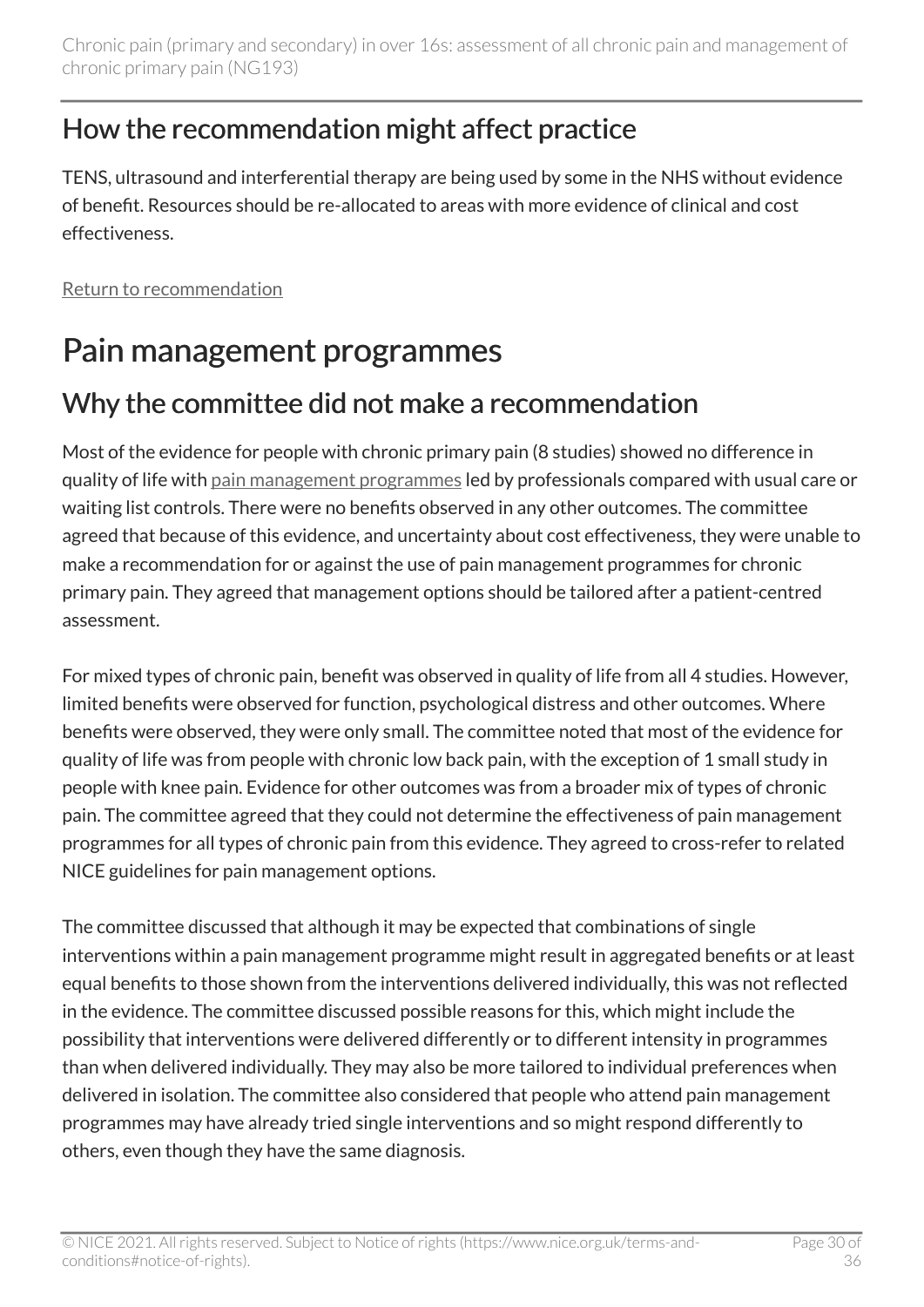## How the recommendation might affect practice

TENS, ultrasound and interferential therapy are being used by some in the NHS without evidence of benefit. Resources should be re-allocated to areas with more evidence of clinical and cost effectiveness.

Return to recommendation

# Pain management programmes

## Why the committee did not make a recommendation

Most of the evidence for people with chronic primary pain (8 studies) showed no difference in quality of life with pain management programmes led by professionals compared with usual care or waiting list controls. There were no benefits observed in any other outcomes. The committee agreed that because of this evidence, and uncertainty about cost effectiveness, they were unable to make a recommendation for or against the use of pain management programmes for chronic primary pain. They agreed that management options should be tailored after a patient-centred assessment.

For mixed types of chronic pain, benefit was observed in quality of life from all 4 studies. However, limited benefits were observed for function, psychological distress and other outcomes. Where benefits were observed, they were only small. The committee noted that most of the evidence for quality of life was from people with chronic low back pain, with the exception of 1 small study in people with knee pain. Evidence for other outcomes was from a broader mix of types of chronic pain. The committee agreed that they could not determine the effectiveness of pain management programmes for all types of chronic pain from this evidence. They agreed to cross-refer to related NICE guidelines for pain management options.

The committee discussed that although it may be expected that combinations of single interventions within a pain management programme might result in aggregated benefits or at least equal benefits to those shown from the interventions delivered individually, this was not reflected in the evidence. The committee discussed possible reasons for this, which might include the possibility that interventions were delivered differently or to different intensity in programmes than when delivered individually. They may also be more tailored to individual preferences when delivered in isolation. The committee also considered that people who attend pain management programmes may have already tried single interventions and so might respond differently to others, even though they have the same diagnosis.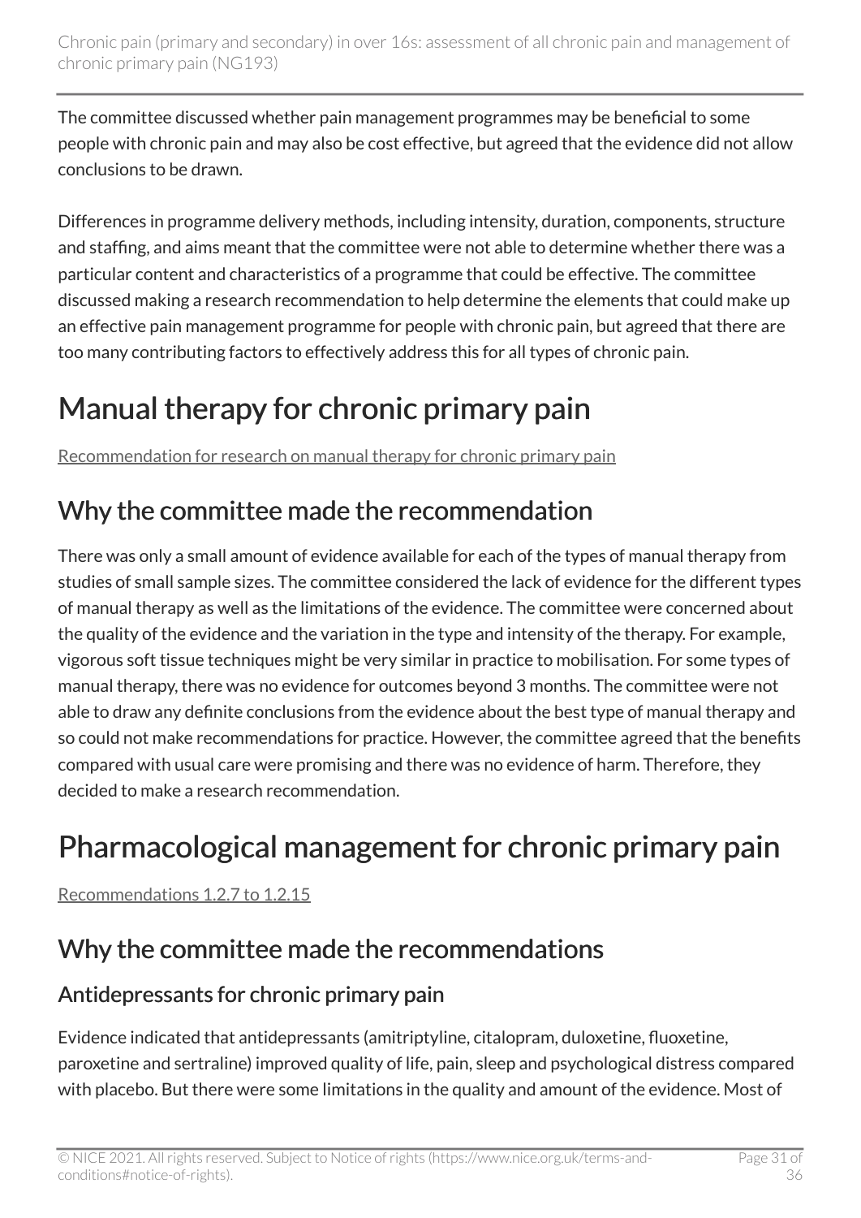The committee discussed whether pain management programmes may be beneficial to some people with chronic pain and may also be cost effective, but agreed that the evidence did not allow conclusions to be drawn.

Differences in programme delivery methods, including intensity, duration, components, structure and staffing, and aims meant that the committee were not able to determine whether there was a particular content and characteristics of a programme that could be effective. The committee discussed making a research recommendation to help determine the elements that could make up an effective pain management programme for people with chronic pain, but agreed that there are too many contributing factors to effectively address this for all types of chronic pain.

# Manual therapy for chronic primary pain

Recommendation for research on manual therapy for chronic primary pain

## Why the committee made the recommendation

There was only a small amount of evidence available for each of the types of manual therapy from studies of small sample sizes. The committee considered the lack of evidence for the different types of manual therapy as well as the limitations of the evidence. The committee were concerned about the quality of the evidence and the variation in the type and intensity of the therapy. For example, vigorous soft tissue techniques might be very similar in practice to mobilisation. For some types of manual therapy, there was no evidence for outcomes beyond 3 months. The committee were not able to draw any definite conclusions from the evidence about the best type of manual therapy and so could not make recommendations for practice. However, the committee agreed that the benefits compared with usual care were promising and there was no evidence of harm. Therefore, they decided to make a research recommendation.

# Pharmacological management for chronic primary pain

Recommendations 1.2.7 to 1.2.15

## Why the committee made the recommendations

### Antidepressants for chronic primary pain

Evidence indicated that antidepressants (amitriptyline, citalopram, duloxetine, fluoxetine, paroxetine and sertraline) improved quality of life, pain, sleep and psychological distress compared with placebo. But there were some limitations in the quality and amount of the evidence. Most of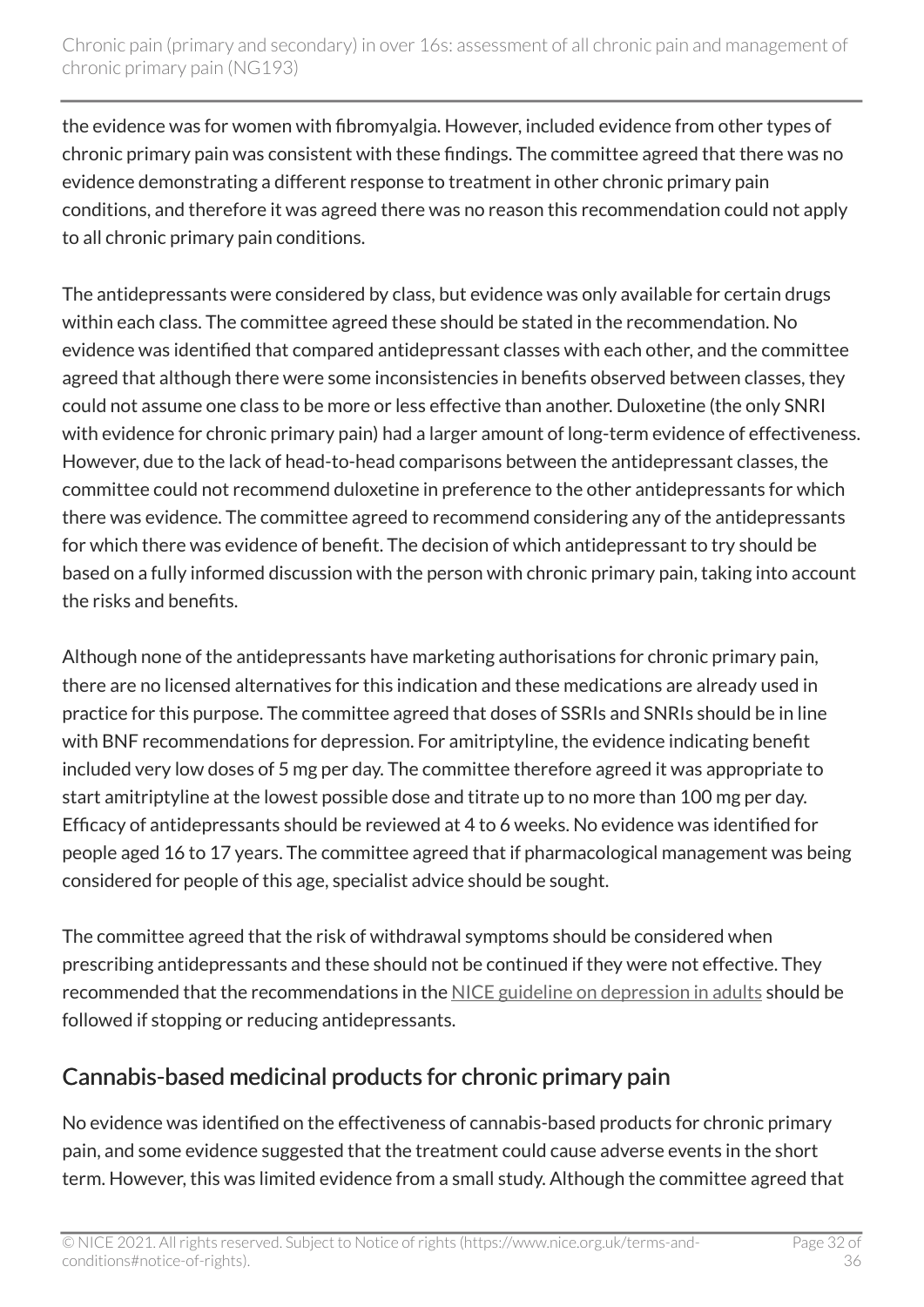the evidence was for women with fibromyalgia. However, included evidence from other types of chronic primary pain was consistent with these findings. The committee agreed that there was no evidence demonstrating a different response to treatment in other chronic primary pain conditions, and therefore it was agreed there was no reason this recommendation could not apply to all chronic primary pain conditions.

The antidepressants were considered by class, but evidence was only available for certain drugs within each class. The committee agreed these should be stated in the recommendation. No evidence was identified that compared antidepressant classes with each other, and the committee agreed that although there were some inconsistencies in benefits observed between classes, they could not assume one class to be more or less effective than another. Duloxetine (the only SNRI with evidence for chronic primary pain) had a larger amount of long-term evidence of effectiveness. However, due to the lack of head-to-head comparisons between the antidepressant classes, the committee could not recommend duloxetine in preference to the other antidepressants for which there was evidence. The committee agreed to recommend considering any of the antidepressants for which there was evidence of benefit. The decision of which antidepressant to try should be based on a fully informed discussion with the person with chronic primary pain, taking into account the risks and benefits.

Although none of the antidepressants have marketing authorisations for chronic primary pain, there are no licensed alternatives for this indication and these medications are already used in practice for this purpose. The committee agreed that doses of SSRIs and SNRIs should be in line with BNF recommendations for depression. For amitriptyline, the evidence indicating benefit included very low doses of 5 mg per day. The committee therefore agreed it was appropriate to start amitriptyline at the lowest possible dose and titrate up to no more than 100 mg per day. Efficacy of antidepressants should be reviewed at 4 to 6 weeks. No evidence was identified for people aged 16 to 17 years. The committee agreed that if pharmacological management was being considered for people of this age, specialist advice should be sought.

The committee agreed that the risk of withdrawal symptoms should be considered when prescribing antidepressants and these should not be continued if they were not effective. They recommended that the recommendations in the NICE guideline on depression in adults should be followed if stopping or reducing antidepressants.

## Cannabis-based medicinal products for chronic primary pain

No evidence was identified on the effectiveness of cannabis-based products for chronic primary pain, and some evidence suggested that the treatment could cause adverse events in the short term. However, this was limited evidence from a small study. Although the committee agreed that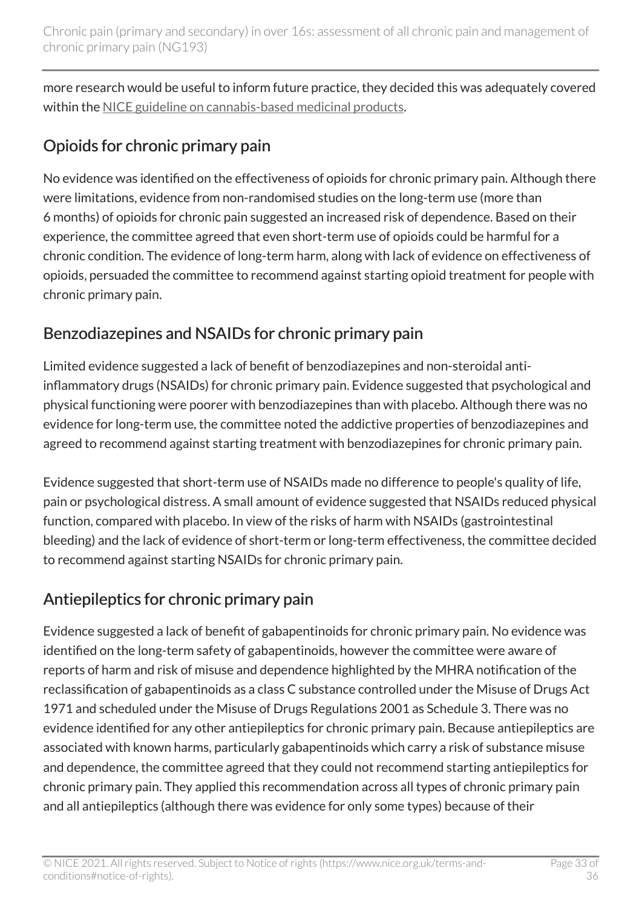more research would be useful to inform future practice, they decided this was adequately covered within the NICE guideline on cannabis-based medicinal products.

## Opioids for chronic primary pain

No evidence was identified on the effectiveness of opioids for chronic primary pain. Although there were limitations, evidence from non-randomised studies on the long-term use (more than 6 months) of opioids for chronic pain suggested an increased risk of dependence. Based on their experience, the committee agreed that even short-term use of opioids could be harmful for a chronic condition. The evidence of long-term harm, along with lack of evidence on effectiveness of opioids, persuaded the committee to recommend against starting opioid treatment for people with chronic primary pain.

## Benzodiazepines and NSAIDs for chronic primary pain

Limited evidence suggested a lack of benefit of benzodiazepines and non-steroidal anti-inflammatory drugs (NSAIDs) for chronic primary pain. Evidence suggested that psychological and physical functioning were poorer with benzodiazepines than with placebo. Although there was no evidence for long-term use, the committee noted the addictive properties of benzodiazepines and agreed to recommend against starting treatment with benzodiazepines for chronic primary pain.

Evidence suggested that short-term use of NSAIDs made no difference to people's quality of life, pain or psychological distress. A small amount of evidence suggested that NSAIDs reduced physical function, compared with placebo. In view of the risks of harm with NSAIDs (gastrointestinal bleeding) and the lack of evidence of short-term or long-term effectiveness, the committee decided to recommend against starting NSAIDs for chronic primary pain.

## Antiepileptics for chronic primary pain

Evidence suggested a lack of benefit of gabapentinoids for chronic primary pain. No evidence was identified on the long-term safety of gabapentinoids, however the committee were aware of reports of harm and risk of misuse and dependence highlighted by the MHRA notification of the reclassification of gabapentinoids as a class C substance controlled under the Misuse of Drugs Act 1971 and scheduled under the Misuse of Drugs Regulations 2001 as Schedule 3. There was no evidence identified for any other antiepileptics for chronic primary pain. Because antiepileptics are associated with known harms, particularly gabapentinoids which carry a risk of substance misuse and dependence, the committee agreed that they could not recommend starting antiepileptics for chronic primary pain. They applied this recommendation across all types of chronic primary pain and all antiepileptics (although there was evidence for only some types) because of their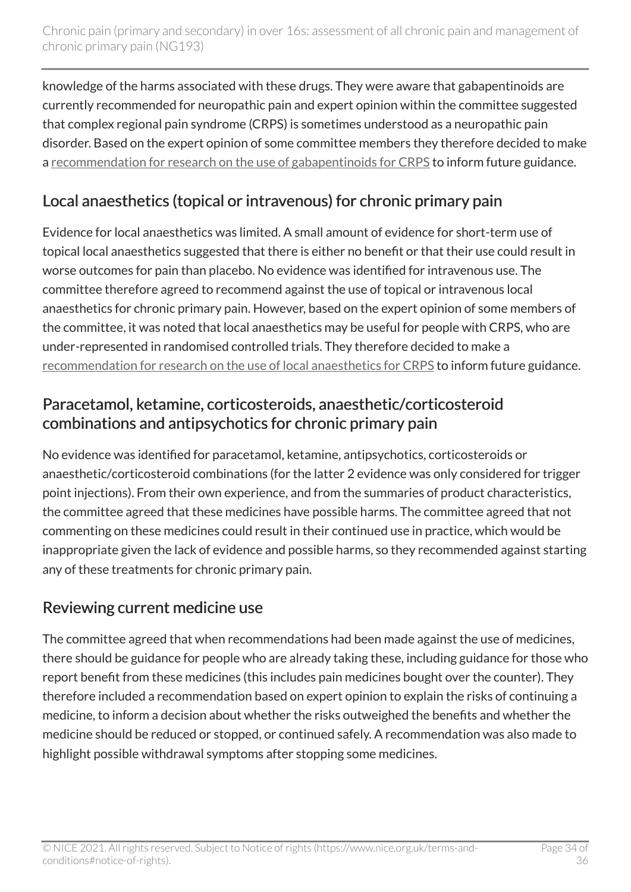knowledge of the harms associated with these drugs. They were aware that gabapentinoids are currently recommended for neuropathic pain and expert opinion within the committee suggested that complex regional pain syndrome (CRPS) is sometimes understood as a neuropathic pain disorder. Based on the expert opinion of some committee members they therefore decided to make a recommendation for research on the use of gabapentinoids for CRPS to inform future guidance.

### Local anaesthetics (topical or intravenous) for chronic primary pain

Evidence for local anaesthetics was limited. A small amount of evidence for short-term use of topical local anaesthetics suggested that there is either no benefit or that their use could result in worse outcomes for pain than placebo. No evidence was identified for intravenous use. The committee therefore agreed to recommend against the use of topical or intravenous local anaesthetics for chronic primary pain. However, based on the expert opinion of some members of the committee, it was noted that local anaesthetics may be useful for people with CRPS, who are under-represented in randomised controlled trials. They therefore decided to make a recommendation for research on the use of local anaesthetics for CRPS to inform future guidance.

### Paracetamol, ketamine, corticosteroids, anaesthetic/corticosteroid combinations and antipsychotics for chronic primary pain

No evidence was identified for paracetamol, ketamine, antipsychotics, corticosteroids or anaesthetic/corticosteroid combinations (for the latter 2 evidence was only considered for trigger point injections). From their own experience, and from the summaries of product characteristics, the committee agreed that these medicines have possible harms. The committee agreed that not commenting on these medicines could result in their continued use in practice, which would be inappropriate given the lack of evidence and possible harms, so they recommended against starting any of these treatments for chronic primary pain.

### Reviewing current medicine use

The committee agreed that when recommendations had been made against the use of medicines, there should be guidance for people who are already taking these, including guidance for those who report benefit from these medicines (this includes pain medicines bought over the counter). They therefore included a recommendation based on expert opinion to explain the risks of continuing a medicine, to inform a decision about whether the risks outweighed the benefits and whether the medicine should be reduced or stopped, or continued safely. A recommendation was also made to highlight possible withdrawal symptoms after stopping some medicines.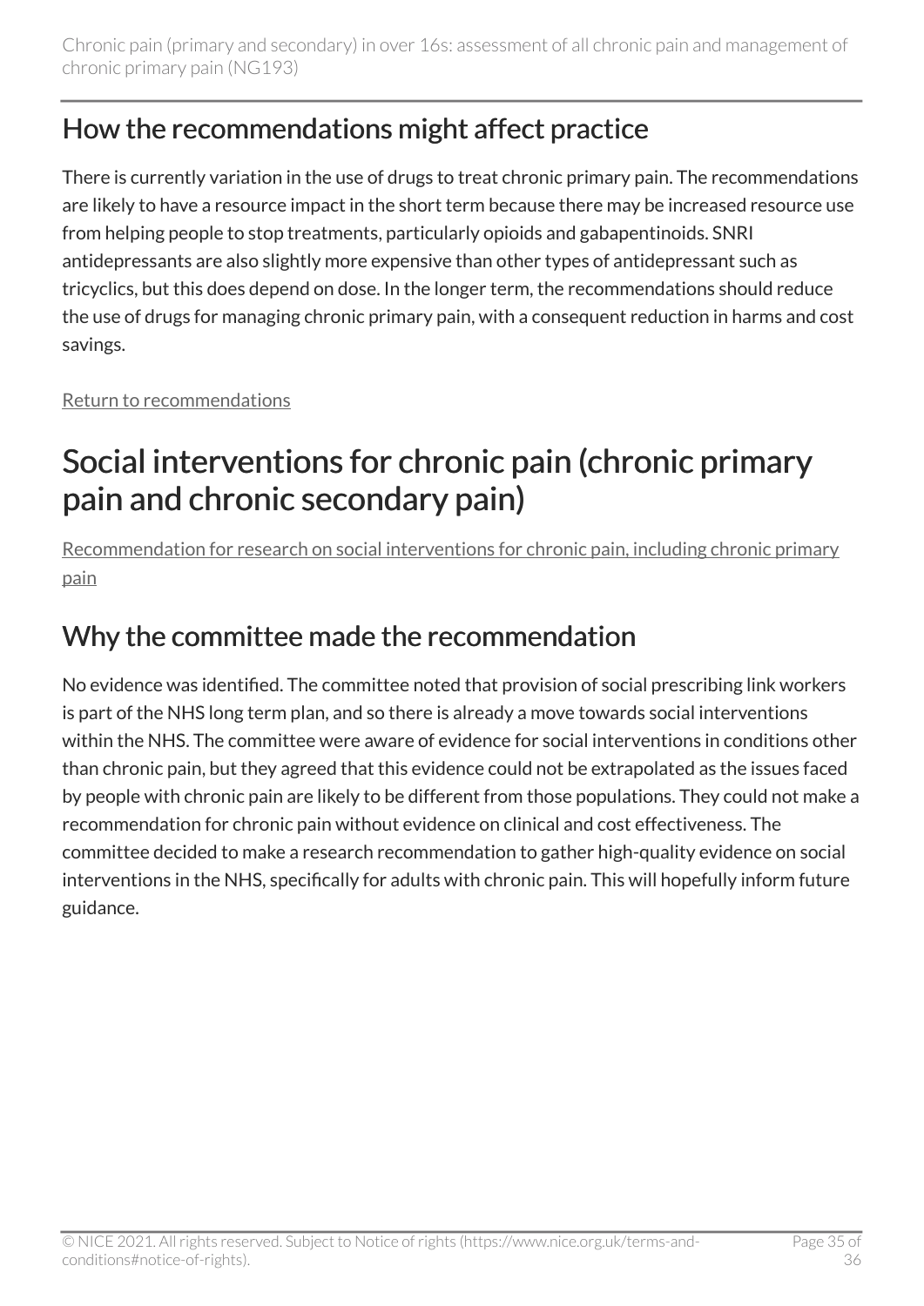## How the recommendations might affect practice

There is currently variation in the use of drugs to treat chronic primary pain. The recommendations are likely to have a resource impact in the short term because there may be increased resource use from helping people to stop treatments, particularly opioids and gabapentinoids. SNRI antidepressants are also slightly more expensive than other types of antidepressant such as tricyclics, but this does depend on dose. In the longer term, the recommendations should reduce the use of drugs for managing chronic primary pain, with a consequent reduction in harms and cost savings.

Return to recommendations

# Social interventions for chronic pain (chronic primary pain and chronic secondary pain)

Recommendation for research on social interventions for chronic pain, including chronic primary pain

## Why the committee made the recommendation

No evidence was identified. The committee noted that provision of social prescribing link workers is part of the NHS long term plan, and so there is already a move towards social interventions within the NHS. The committee were aware of evidence for social interventions in conditions other than chronic pain, but they agreed that this evidence could not be extrapolated as the issues faced by people with chronic pain are likely to be different from those populations. They could not make a recommendation for chronic pain without evidence on clinical and cost effectiveness. The committee decided to make a research recommendation to gather high-quality evidence on social interventions in the NHS, specifically for adults with chronic pain. This will hopefully inform future guidance.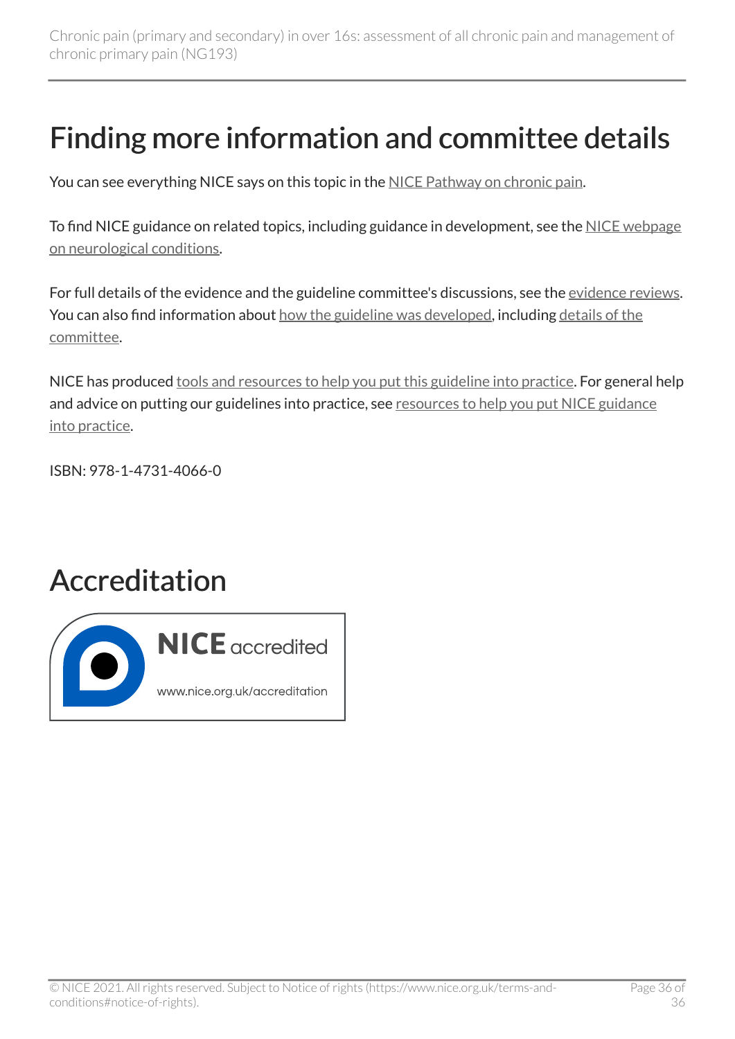# Finding more information and committee details

You can see everything NICE says on this topic in the NICE Pathway on chronic pain.

To find NICE guidance on related topics, including guidance in development, see the NICE webpage on neurological conditions.

For full details of the evidence and the guideline committee's discussions, see the evidence reviews. You can also find information about how the guideline was developed, including details of the committee.

NICE has produced tools and resources to help you put this guideline into practice. For general help and advice on putting our guidelines into practice, see resources to help you put NICE guidance into practice.

ISBN: 978-1-4731-4066-0

# Accreditation

NICE accredited

www.nice.org.uk/accreditation